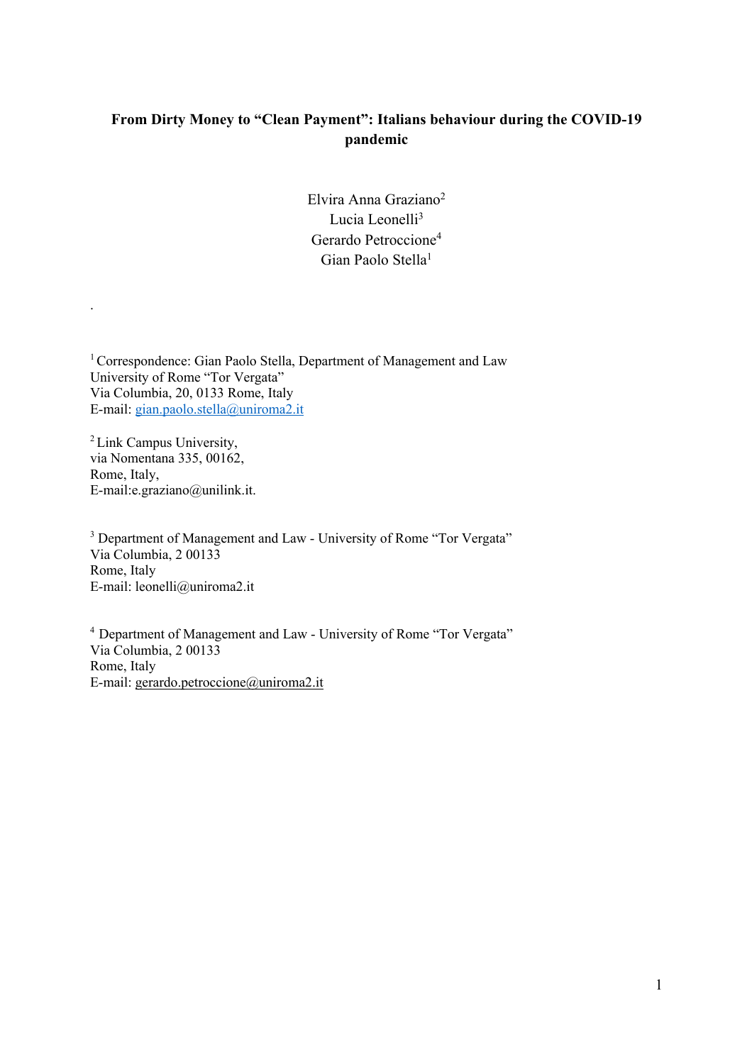**From Dirty Money to "Clean Payment": Italians behaviour during the COVID-19 pandemic**

Elvira Anna Graziano[2]
Lucia Leonelli[3]
Gerardo Petroccione[4]
Gian Paolo Stella[1]

.

[1] Correspondence: Gian Paolo Stella, Department of Management and Law
University of Rome "Tor Vergata"
Via Columbia, 20, 0133 Rome, Italy
E-mail: gian.paolo.stella@uniroma2.it

[2] Link Campus University,
via Nomentana 335, 00162,
Rome, Italy,
E-mail:e.graziano@unilink.it.

[3] Department of Management and Law - University of Rome "Tor Vergata"
Via Columbia, 2 00133
Rome, Italy
E-mail: leonelli@uniroma2.it

[4] Department of Management and Law - University of Rome "Tor Vergata"
Via Columbia, 2 00133
Rome, Italy
E-mail: gerardo.petroccione@uniroma2.it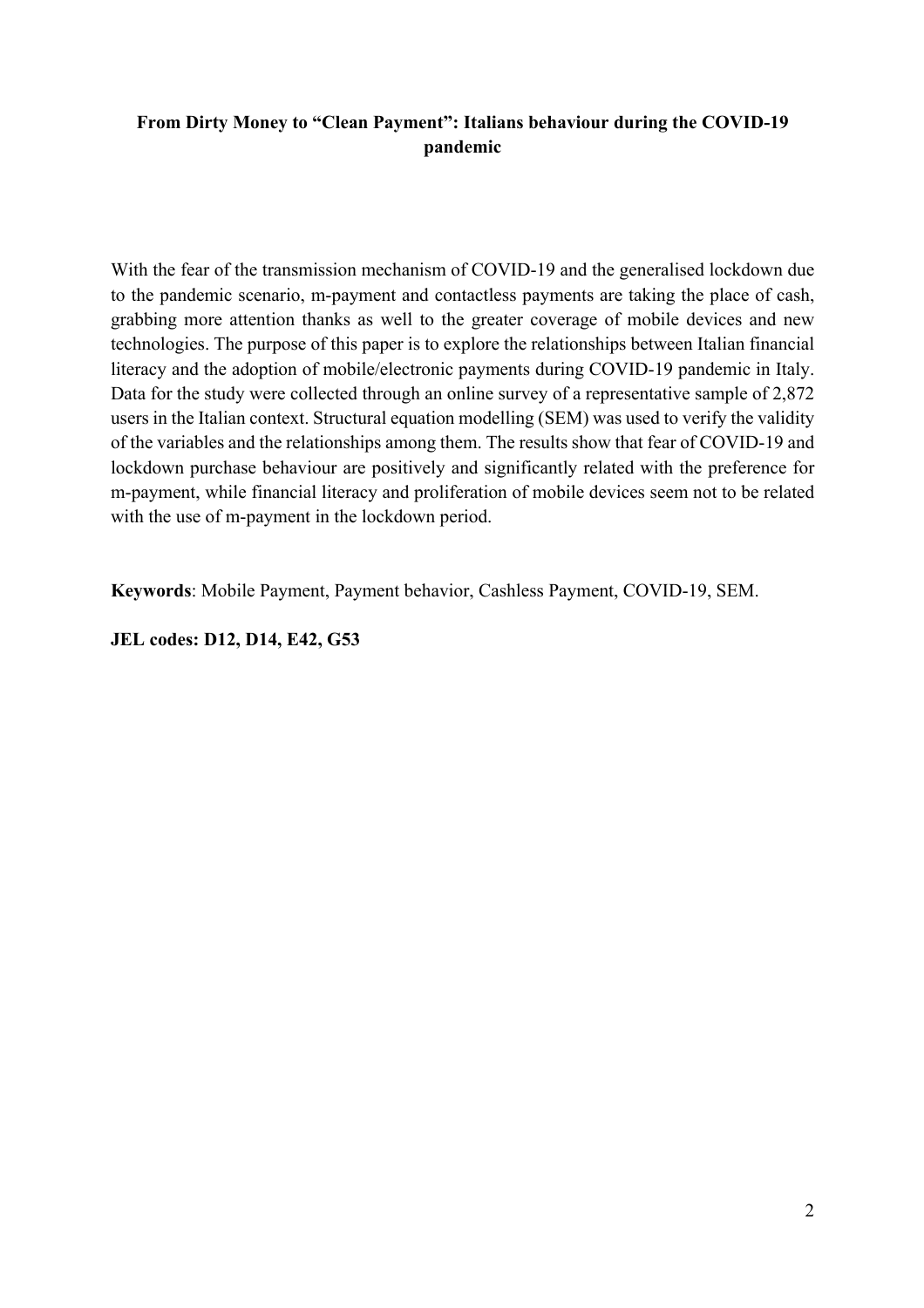**From Dirty Money to "Clean Payment": Italians behaviour during the COVID-19 pandemic**

With the fear of the transmission mechanism of COVID-19 and the generalised lockdown due to the pandemic scenario, m-payment and contactless payments are taking the place of cash, grabbing more attention thanks as well to the greater coverage of mobile devices and new technologies. The purpose of this paper is to explore the relationships between Italian financial literacy and the adoption of mobile/electronic payments during COVID-19 pandemic in Italy. Data for the study were collected through an online survey of a representative sample of 2,872 users in the Italian context. Structural equation modelling (SEM) was used to verify the validity of the variables and the relationships among them. The results show that fear of COVID-19 and lockdown purchase behaviour are positively and significantly related with the preference for m-payment, while financial literacy and proliferation of mobile devices seem not to be related with the use of m-payment in the lockdown period.

**Keywords**: Mobile Payment, Payment behavior, Cashless Payment, COVID-19, SEM.

**JEL codes: D12, D14, E42, G53**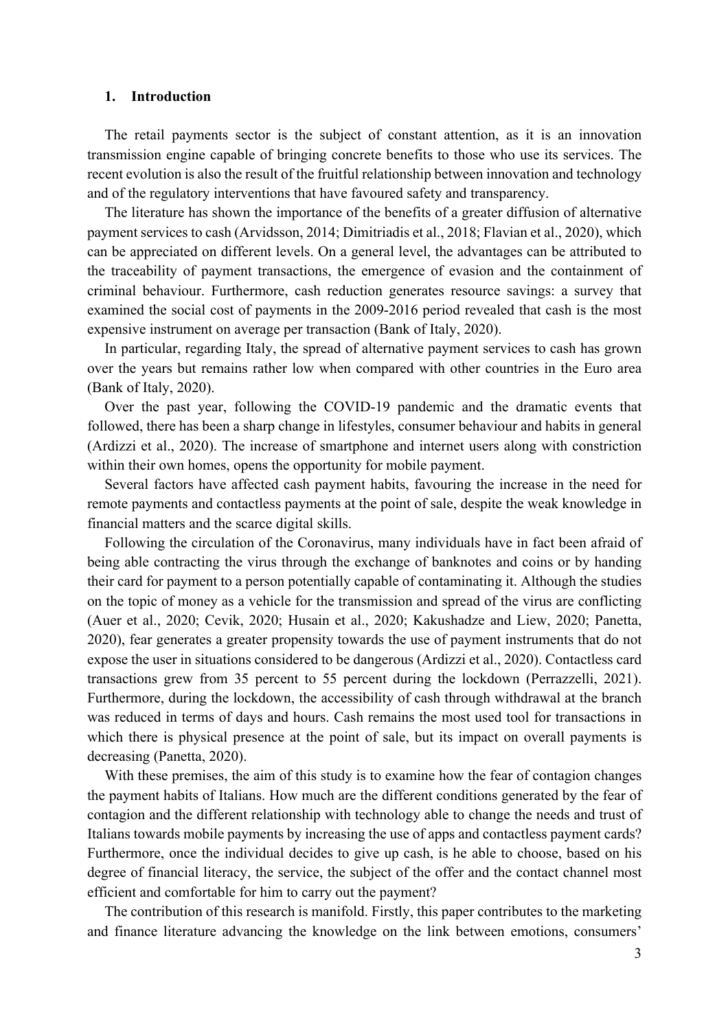## 1. Introduction

The retail payments sector is the subject of constant attention, as it is an innovation transmission engine capable of bringing concrete benefits to those who use its services. The recent evolution is also the result of the fruitful relationship between innovation and technology and of the regulatory interventions that have favoured safety and transparency.

The literature has shown the importance of the benefits of a greater diffusion of alternative payment services to cash (Arvidsson, 2014; Dimitriadis et al., 2018; Flavian et al., 2020), which can be appreciated on different levels. On a general level, the advantages can be attributed to the traceability of payment transactions, the emergence of evasion and the containment of criminal behaviour. Furthermore, cash reduction generates resource savings: a survey that examined the social cost of payments in the 2009-2016 period revealed that cash is the most expensive instrument on average per transaction (Bank of Italy, 2020).

In particular, regarding Italy, the spread of alternative payment services to cash has grown over the years but remains rather low when compared with other countries in the Euro area (Bank of Italy, 2020).

Over the past year, following the COVID-19 pandemic and the dramatic events that followed, there has been a sharp change in lifestyles, consumer behaviour and habits in general (Ardizzi et al., 2020). The increase of smartphone and internet users along with constriction within their own homes, opens the opportunity for mobile payment.

Several factors have affected cash payment habits, favouring the increase in the need for remote payments and contactless payments at the point of sale, despite the weak knowledge in financial matters and the scarce digital skills.

Following the circulation of the Coronavirus, many individuals have in fact been afraid of being able contracting the virus through the exchange of banknotes and coins or by handing their card for payment to a person potentially capable of contaminating it. Although the studies on the topic of money as a vehicle for the transmission and spread of the virus are conflicting (Auer et al., 2020; Cevik, 2020; Husain et al., 2020; Kakushadze and Liew, 2020; Panetta, 2020), fear generates a greater propensity towards the use of payment instruments that do not expose the user in situations considered to be dangerous (Ardizzi et al., 2020). Contactless card transactions grew from 35 percent to 55 percent during the lockdown (Perrazzelli, 2021). Furthermore, during the lockdown, the accessibility of cash through withdrawal at the branch was reduced in terms of days and hours. Cash remains the most used tool for transactions in which there is physical presence at the point of sale, but its impact on overall payments is decreasing (Panetta, 2020).

With these premises, the aim of this study is to examine how the fear of contagion changes the payment habits of Italians. How much are the different conditions generated by the fear of contagion and the different relationship with technology able to change the needs and trust of Italians towards mobile payments by increasing the use of apps and contactless payment cards? Furthermore, once the individual decides to give up cash, is he able to choose, based on his degree of financial literacy, the service, the subject of the offer and the contact channel most efficient and comfortable for him to carry out the payment?

The contribution of this research is manifold. Firstly, this paper contributes to the marketing and finance literature advancing the knowledge on the link between emotions, consumers'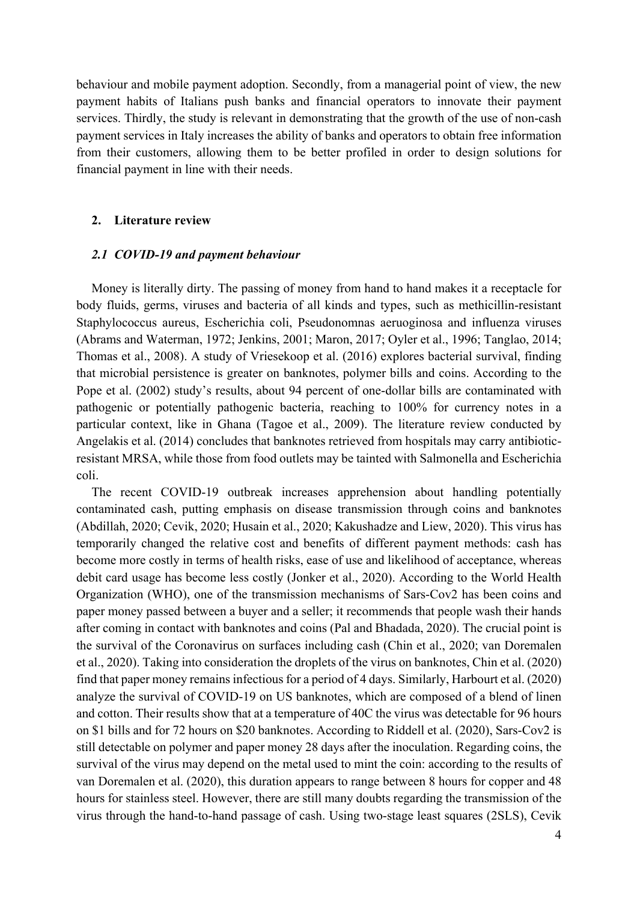behaviour and mobile payment adoption. Secondly, from a managerial point of view, the new payment habits of Italians push banks and financial operators to innovate their payment services. Thirdly, the study is relevant in demonstrating that the growth of the use of non-cash payment services in Italy increases the ability of banks and operators to obtain free information from their customers, allowing them to be better profiled in order to design solutions for financial payment in line with their needs.

## 2. Literature review

### *2.1 COVID-19 and payment behaviour*

Money is literally dirty. The passing of money from hand to hand makes it a receptacle for body fluids, germs, viruses and bacteria of all kinds and types, such as methicillin-resistant Staphylococcus aureus, Escherichia coli, Pseudonomnas aeruoginosa and influenza viruses (Abrams and Waterman, 1972; Jenkins, 2001; Maron, 2017; Oyler et al., 1996; Tanglao, 2014; Thomas et al., 2008). A study of Vriesekoop et al. (2016) explores bacterial survival, finding that microbial persistence is greater on banknotes, polymer bills and coins. According to the Pope et al. (2002) study's results, about 94 percent of one-dollar bills are contaminated with pathogenic or potentially pathogenic bacteria, reaching to 100% for currency notes in a particular context, like in Ghana (Tagoe et al., 2009). The literature review conducted by Angelakis et al. (2014) concludes that banknotes retrieved from hospitals may carry antibiotic-resistant MRSA, while those from food outlets may be tainted with Salmonella and Escherichia coli.

The recent COVID-19 outbreak increases apprehension about handling potentially contaminated cash, putting emphasis on disease transmission through coins and banknotes (Abdillah, 2020; Cevik, 2020; Husain et al., 2020; Kakushadze and Liew, 2020). This virus has temporarily changed the relative cost and benefits of different payment methods: cash has become more costly in terms of health risks, ease of use and likelihood of acceptance, whereas debit card usage has become less costly (Jonker et al., 2020). According to the World Health Organization (WHO), one of the transmission mechanisms of Sars-Cov2 has been coins and paper money passed between a buyer and a seller; it recommends that people wash their hands after coming in contact with banknotes and coins (Pal and Bhadada, 2020). The crucial point is the survival of the Coronavirus on surfaces including cash (Chin et al., 2020; van Doremalen et al., 2020). Taking into consideration the droplets of the virus on banknotes, Chin et al. (2020) find that paper money remains infectious for a period of 4 days. Similarly, Harbourt et al. (2020) analyze the survival of COVID-19 on US banknotes, which are composed of a blend of linen and cotton. Their results show that at a temperature of 40C the virus was detectable for 96 hours on \$1 bills and for 72 hours on \$20 banknotes. According to Riddell et al. (2020), Sars-Cov2 is still detectable on polymer and paper money 28 days after the inoculation. Regarding coins, the survival of the virus may depend on the metal used to mint the coin: according to the results of van Doremalen et al. (2020), this duration appears to range between 8 hours for copper and 48 hours for stainless steel. However, there are still many doubts regarding the transmission of the virus through the hand-to-hand passage of cash. Using two-stage least squares (2SLS), Cevik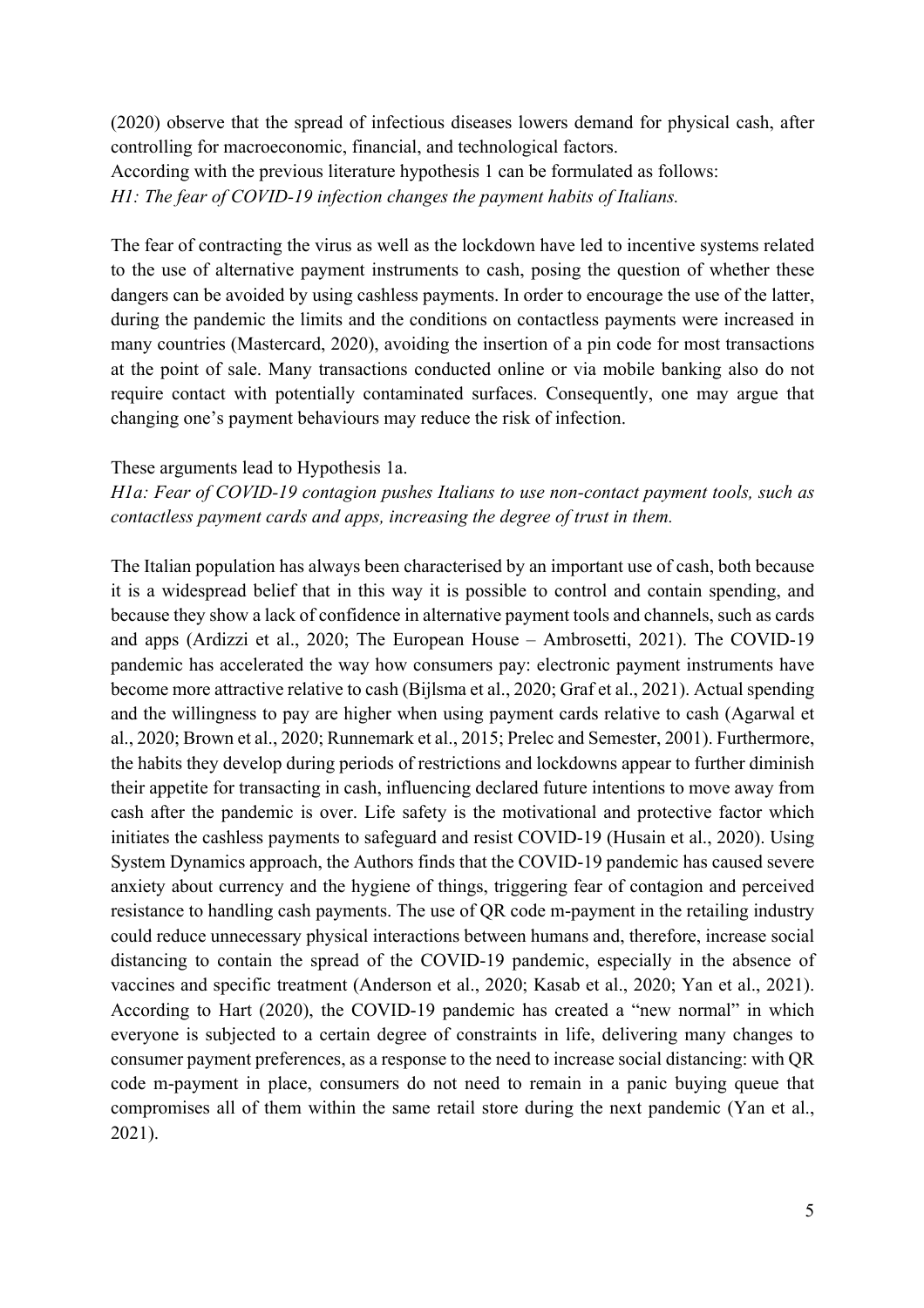(2020) observe that the spread of infectious diseases lowers demand for physical cash, after controlling for macroeconomic, financial, and technological factors.
According with the previous literature hypothesis 1 can be formulated as follows:
*H1: The fear of COVID-19 infection changes the payment habits of Italians.*

The fear of contracting the virus as well as the lockdown have led to incentive systems related to the use of alternative payment instruments to cash, posing the question of whether these dangers can be avoided by using cashless payments. In order to encourage the use of the latter, during the pandemic the limits and the conditions on contactless payments were increased in many countries (Mastercard, 2020), avoiding the insertion of a pin code for most transactions at the point of sale. Many transactions conducted online or via mobile banking also do not require contact with potentially contaminated surfaces. Consequently, one may argue that changing one's payment behaviours may reduce the risk of infection.

These arguments lead to Hypothesis 1a.
*H1a: Fear of COVID-19 contagion pushes Italians to use non-contact payment tools, such as contactless payment cards and apps, increasing the degree of trust in them.*

The Italian population has always been characterised by an important use of cash, both because it is a widespread belief that in this way it is possible to control and contain spending, and because they show a lack of confidence in alternative payment tools and channels, such as cards and apps (Ardizzi et al., 2020; The European House – Ambrosetti, 2021). The COVID-19 pandemic has accelerated the way how consumers pay: electronic payment instruments have become more attractive relative to cash (Bijlsma et al., 2020; Graf et al., 2021). Actual spending and the willingness to pay are higher when using payment cards relative to cash (Agarwal et al., 2020; Brown et al., 2020; Runnemark et al., 2015; Prelec and Semester, 2001). Furthermore, the habits they develop during periods of restrictions and lockdowns appear to further diminish their appetite for transacting in cash, influencing declared future intentions to move away from cash after the pandemic is over. Life safety is the motivational and protective factor which initiates the cashless payments to safeguard and resist COVID-19 (Husain et al., 2020). Using System Dynamics approach, the Authors finds that the COVID-19 pandemic has caused severe anxiety about currency and the hygiene of things, triggering fear of contagion and perceived resistance to handling cash payments. The use of QR code m-payment in the retailing industry could reduce unnecessary physical interactions between humans and, therefore, increase social distancing to contain the spread of the COVID-19 pandemic, especially in the absence of vaccines and specific treatment (Anderson et al., 2020; Kasab et al., 2020; Yan et al., 2021). According to Hart (2020), the COVID-19 pandemic has created a "new normal" in which everyone is subjected to a certain degree of constraints in life, delivering many changes to consumer payment preferences, as a response to the need to increase social distancing: with QR code m-payment in place, consumers do not need to remain in a panic buying queue that compromises all of them within the same retail store during the next pandemic (Yan et al., 2021).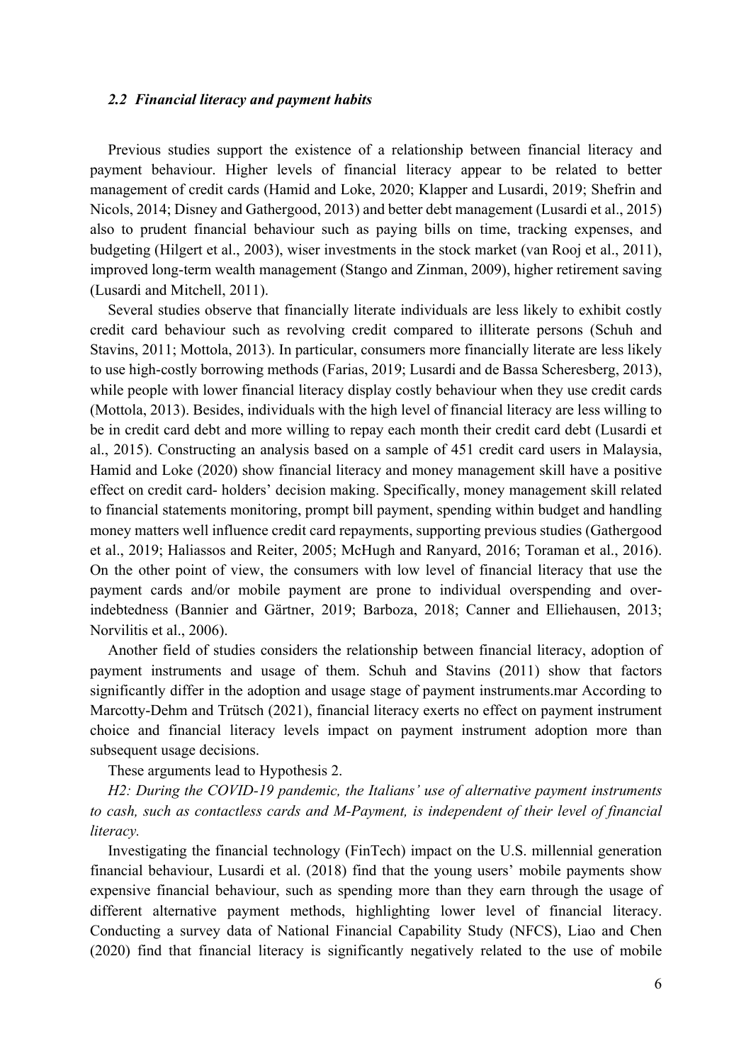### *2.2 Financial literacy and payment habits*

Previous studies support the existence of a relationship between financial literacy and payment behaviour. Higher levels of financial literacy appear to be related to better management of credit cards (Hamid and Loke, 2020; Klapper and Lusardi, 2019; Shefrin and Nicols, 2014; Disney and Gathergood, 2013) and better debt management (Lusardi et al., 2015) also to prudent financial behaviour such as paying bills on time, tracking expenses, and budgeting (Hilgert et al., 2003), wiser investments in the stock market (van Rooj et al., 2011), improved long-term wealth management (Stango and Zinman, 2009), higher retirement saving (Lusardi and Mitchell, 2011).

Several studies observe that financially literate individuals are less likely to exhibit costly credit card behaviour such as revolving credit compared to illiterate persons (Schuh and Stavins, 2011; Mottola, 2013). In particular, consumers more financially literate are less likely to use high-costly borrowing methods (Farias, 2019; Lusardi and de Bassa Scheresberg, 2013), while people with lower financial literacy display costly behaviour when they use credit cards (Mottola, 2013). Besides, individuals with the high level of financial literacy are less willing to be in credit card debt and more willing to repay each month their credit card debt (Lusardi et al., 2015). Constructing an analysis based on a sample of 451 credit card users in Malaysia, Hamid and Loke (2020) show financial literacy and money management skill have a positive effect on credit card- holders' decision making. Specifically, money management skill related to financial statements monitoring, prompt bill payment, spending within budget and handling money matters well influence credit card repayments, supporting previous studies (Gathergood et al., 2019; Haliassos and Reiter, 2005; McHugh and Ranyard, 2016; Toraman et al., 2016). On the other point of view, the consumers with low level of financial literacy that use the payment cards and/or mobile payment are prone to individual overspending and over-indebtedness (Bannier and Gärtner, 2019; Barboza, 2018; Canner and Elliehausen, 2013; Norvilitis et al., 2006).

Another field of studies considers the relationship between financial literacy, adoption of payment instruments and usage of them. Schuh and Stavins (2011) show that factors significantly differ in the adoption and usage stage of payment instruments.mar According to Marcotty-Dehm and Trütsch (2021), financial literacy exerts no effect on payment instrument choice and financial literacy levels impact on payment instrument adoption more than subsequent usage decisions.

These arguments lead to Hypothesis 2.

*H2: During the COVID-19 pandemic, the Italians' use of alternative payment instruments to cash, such as contactless cards and M-Payment, is independent of their level of financial literacy.*

Investigating the financial technology (FinTech) impact on the U.S. millennial generation financial behaviour, Lusardi et al. (2018) find that the young users' mobile payments show expensive financial behaviour, such as spending more than they earn through the usage of different alternative payment methods, highlighting lower level of financial literacy. Conducting a survey data of National Financial Capability Study (NFCS), Liao and Chen (2020) find that financial literacy is significantly negatively related to the use of mobile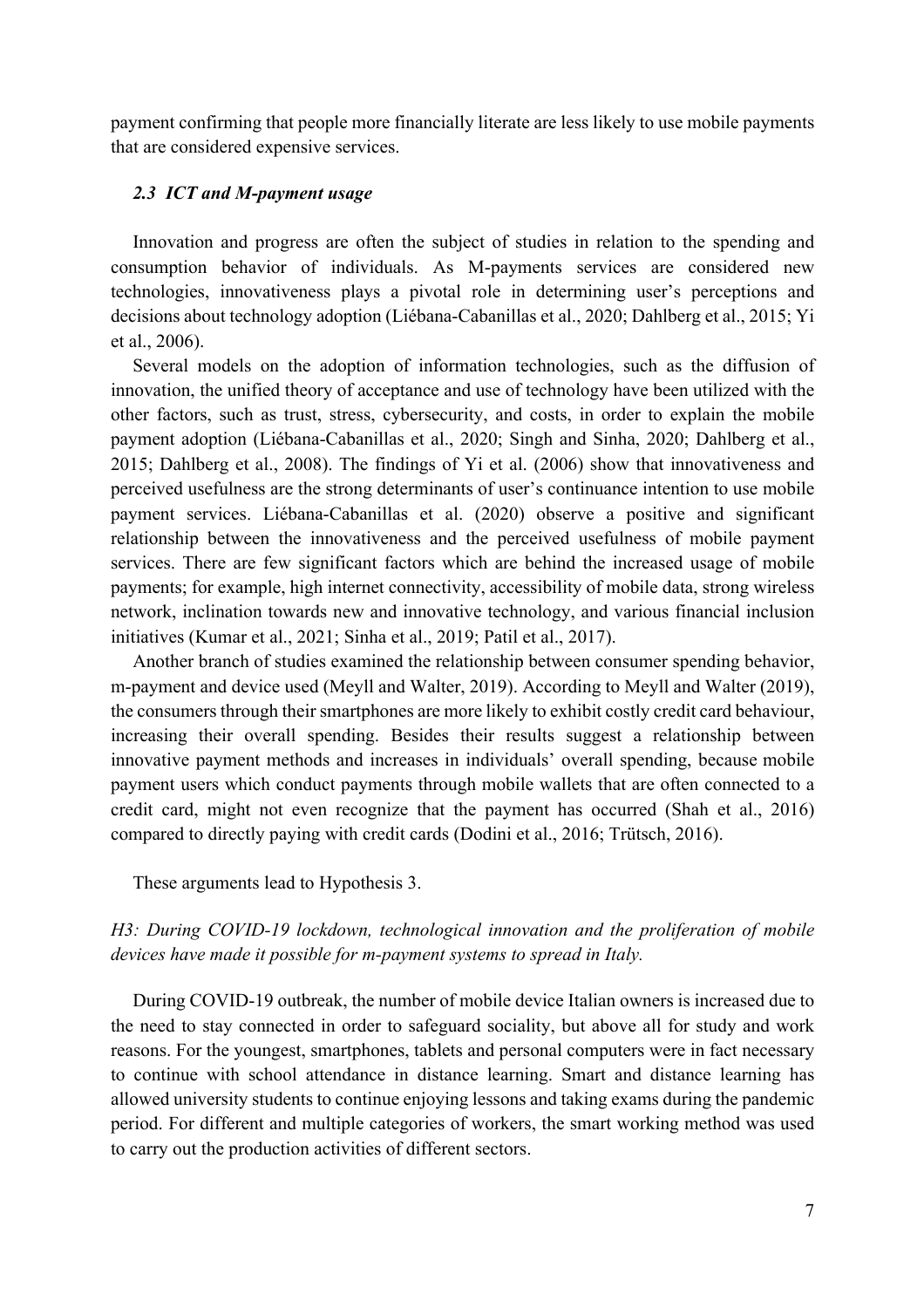payment confirming that people more financially literate are less likely to use mobile payments that are considered expensive services.

### *2.3 ICT and M-payment usage*

Innovation and progress are often the subject of studies in relation to the spending and consumption behavior of individuals. As M-payments services are considered new technologies, innovativeness plays a pivotal role in determining user's perceptions and decisions about technology adoption (Liébana-Cabanillas et al., 2020; Dahlberg et al., 2015; Yi et al., 2006).

Several models on the adoption of information technologies, such as the diffusion of innovation, the unified theory of acceptance and use of technology have been utilized with the other factors, such as trust, stress, cybersecurity, and costs, in order to explain the mobile payment adoption (Liébana-Cabanillas et al., 2020; Singh and Sinha, 2020; Dahlberg et al., 2015; Dahlberg et al., 2008). The findings of Yi et al. (2006) show that innovativeness and perceived usefulness are the strong determinants of user's continuance intention to use mobile payment services. Liébana-Cabanillas et al. (2020) observe a positive and significant relationship between the innovativeness and the perceived usefulness of mobile payment services. There are few significant factors which are behind the increased usage of mobile payments; for example, high internet connectivity, accessibility of mobile data, strong wireless network, inclination towards new and innovative technology, and various financial inclusion initiatives (Kumar et al., 2021; Sinha et al., 2019; Patil et al., 2017).

Another branch of studies examined the relationship between consumer spending behavior, m-payment and device used (Meyll and Walter, 2019). According to Meyll and Walter (2019), the consumers through their smartphones are more likely to exhibit costly credit card behaviour, increasing their overall spending. Besides their results suggest a relationship between innovative payment methods and increases in individuals' overall spending, because mobile payment users which conduct payments through mobile wallets that are often connected to a credit card, might not even recognize that the payment has occurred (Shah et al., 2016) compared to directly paying with credit cards (Dodini et al., 2016; Trütsch, 2016).

These arguments lead to Hypothesis 3.

*H3: During COVID-19 lockdown, technological innovation and the proliferation of mobile devices have made it possible for m-payment systems to spread in Italy.*

During COVID-19 outbreak, the number of mobile device Italian owners is increased due to the need to stay connected in order to safeguard sociality, but above all for study and work reasons. For the youngest, smartphones, tablets and personal computers were in fact necessary to continue with school attendance in distance learning. Smart and distance learning has allowed university students to continue enjoying lessons and taking exams during the pandemic period. For different and multiple categories of workers, the smart working method was used to carry out the production activities of different sectors.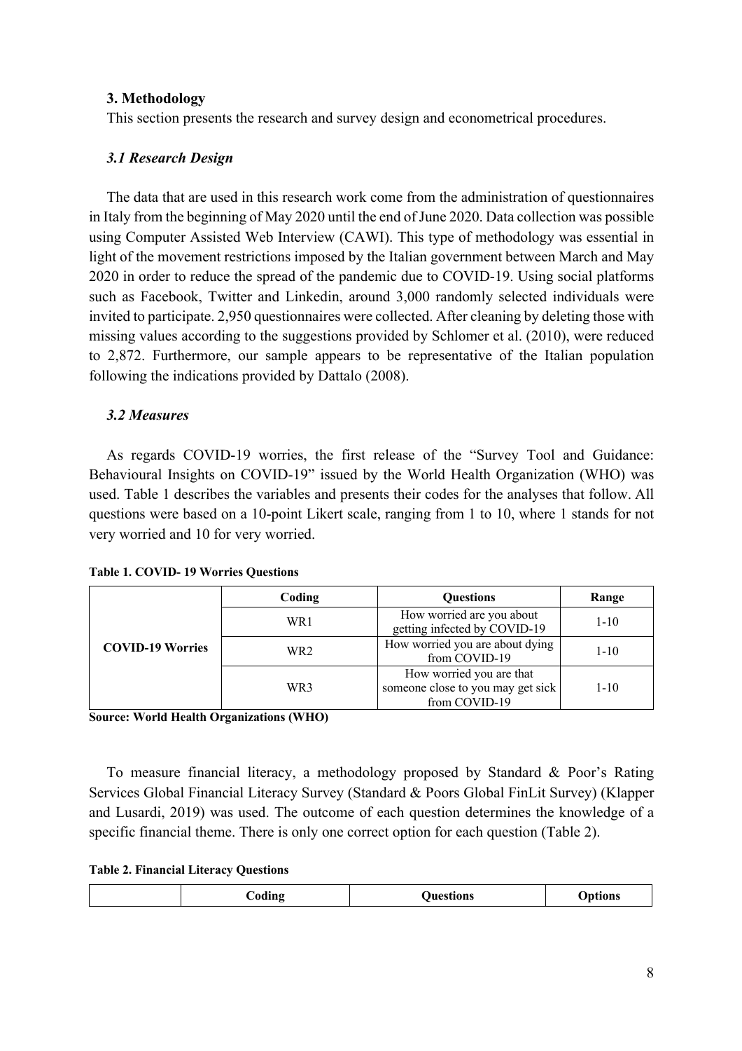## 3. Methodology

This section presents the research and survey design and econometrical procedures.

### *3.1 Research Design*

The data that are used in this research work come from the administration of questionnaires in Italy from the beginning of May 2020 until the end of June 2020. Data collection was possible using Computer Assisted Web Interview (CAWI). This type of methodology was essential in light of the movement restrictions imposed by the Italian government between March and May 2020 in order to reduce the spread of the pandemic due to COVID-19. Using social platforms such as Facebook, Twitter and Linkedin, around 3,000 randomly selected individuals were invited to participate. 2,950 questionnaires were collected. After cleaning by deleting those with missing values according to the suggestions provided by Schlomer et al. (2010), were reduced to 2,872. Furthermore, our sample appears to be representative of the Italian population following the indications provided by Dattalo (2008).

### *3.2 Measures*

As regards COVID-19 worries, the first release of the "Survey Tool and Guidance: Behavioural Insights on COVID-19" issued by the World Health Organization (WHO) was used. Table 1 describes the variables and presents their codes for the analyses that follow. All questions were based on a 10-point Likert scale, ranging from 1 to 10, where 1 stands for not very worried and 10 for very worried.

**Table 1. COVID- 19 Worries Questions**

| | Coding | Questions | Range |
|---|---|---|---|
| **COVID-19 Worries** | WR1 | How worried are you about getting infected by COVID-19 | 1-10 |
| | WR2 | How worried you are about dying from COVID-19 | 1-10 |
| | WR3 | How worried you are that someone close to you may get sick from COVID-19 | 1-10 |

**Source: World Health Organizations (WHO)**

To measure financial literacy, a methodology proposed by Standard & Poor's Rating Services Global Financial Literacy Survey (Standard & Poors Global FinLit Survey) (Klapper and Lusardi, 2019) was used. The outcome of each question determines the knowledge of a specific financial theme. There is only one correct option for each question (Table 2).

**Table 2. Financial Literacy Questions**

| | Coding | Questions | Options |
|---|---|---|---|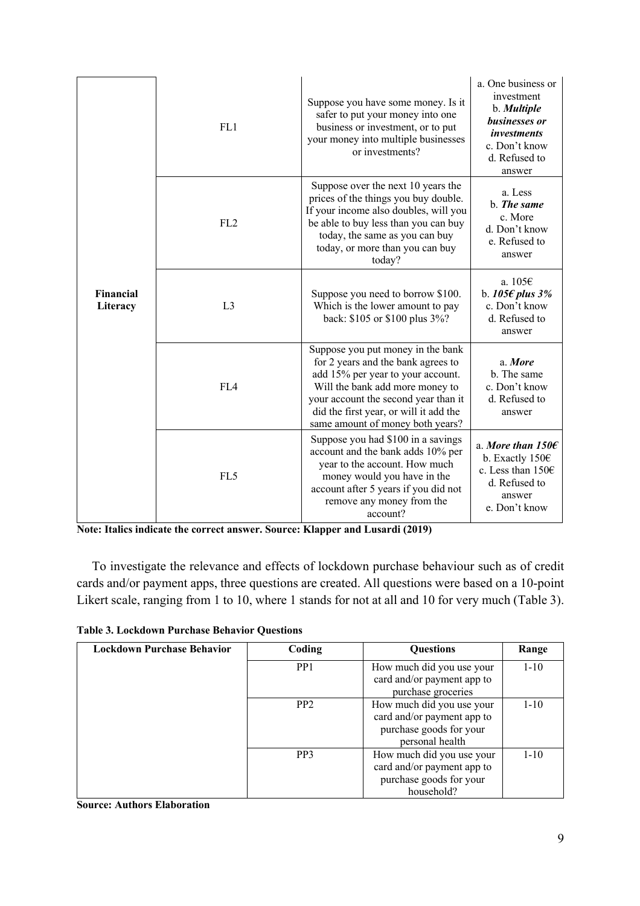| | | | |
|---|---|---|---|
| **Financial Literacy** | FL1 | Suppose you have some money. Is it safer to put your money into one business or investment, or to put your money into multiple businesses or investments? | a. One business or investment<br>b. ***Multiple businesses or investments***<br>c. Don't know<br>d. Refused to answer |
| | FL2 | Suppose over the next 10 years the prices of the things you buy double. If your income also doubles, will you be able to buy less than you can buy today, the same as you can buy today, or more than you can buy today? | a. Less<br>b. ***The same***<br>c. More<br>d. Don't know<br>e. Refused to answer |
| | L3 | Suppose you need to borrow \$100. Which is the lower amount to pay back: \$105 or \$100 plus 3%? | a. 105€<br>b. ***105€ plus 3%***<br>c. Don't know<br>d. Refused to answer |
| | FL4 | Suppose you put money in the bank for 2 years and the bank agrees to add 15% per year to your account. Will the bank add more money to your account the second year than it did the first year, or will it add the same amount of money both years? | a. ***More***<br>b. The same<br>c. Don't know<br>d. Refused to answer |
| | FL5 | Suppose you had \$100 in a savings account and the bank adds 10% per year to the account. How much money would you have in the account after 5 years if you did not remove any money from the account? | a. ***More than 150€***<br>b. Exactly 150€<br>c. Less than 150€<br>d. Refused to answer<br>e. Don't know |

**Note: Italics indicate the correct answer. Source: Klapper and Lusardi (2019)**

To investigate the relevance and effects of lockdown purchase behaviour such as of credit cards and/or payment apps, three questions are created. All questions were based on a 10-point Likert scale, ranging from 1 to 10, where 1 stands for not at all and 10 for very much (Table 3).

**Table 3. Lockdown Purchase Behavior Questions**

| Lockdown Purchase Behavior | Coding | Questions | Range |
|---|---|---|---|
| | PP1 | How much did you use your card and/or payment app to purchase groceries | 1-10 |
| | PP2 | How much did you use your card and/or payment app to purchase goods for your personal health | 1-10 |
| | PP3 | How much did you use your card and/or payment app to purchase goods for your household? | 1-10 |

**Source: Authors Elaboration**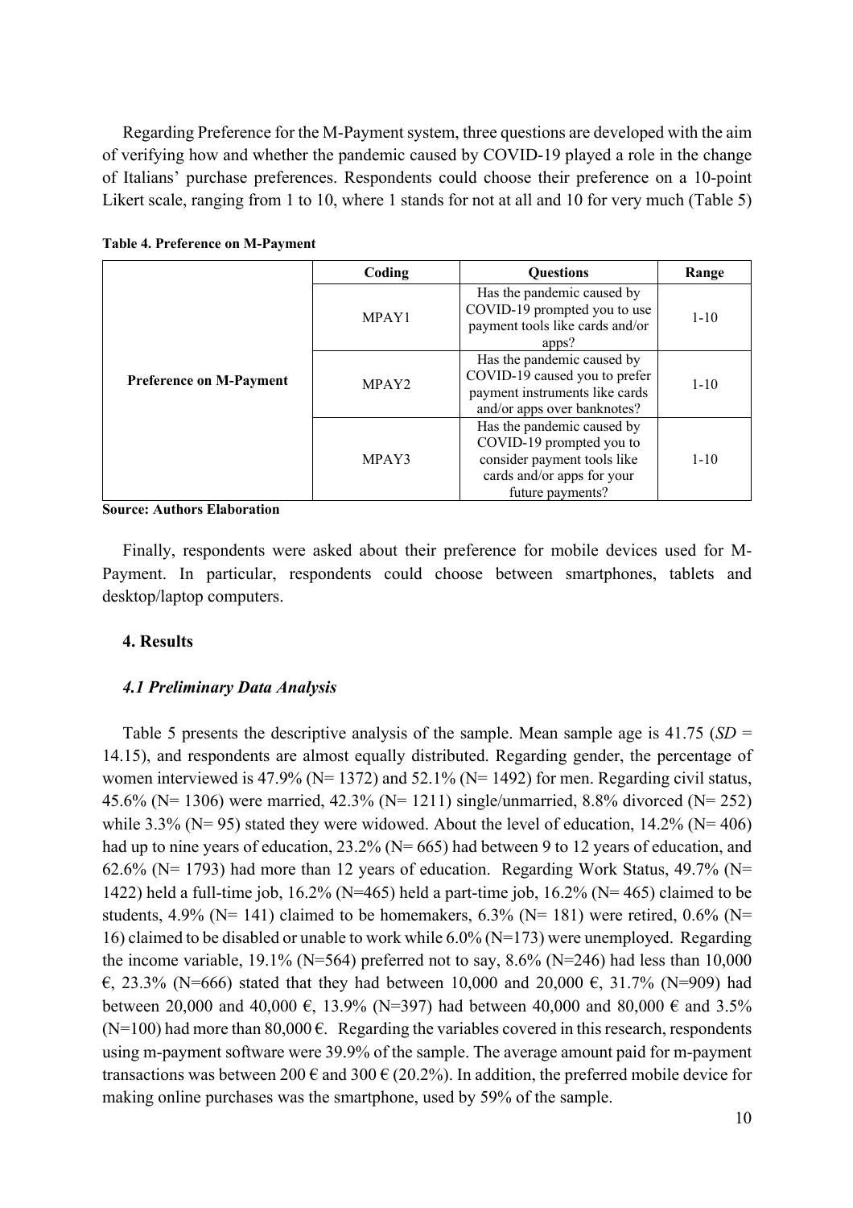Regarding Preference for the M-Payment system, three questions are developed with the aim of verifying how and whether the pandemic caused by COVID-19 played a role in the change of Italians' purchase preferences. Respondents could choose their preference on a 10-point Likert scale, ranging from 1 to 10, where 1 stands for not at all and 10 for very much (Table 5)

**Table 4. Preference on M-Payment**

| | Coding | Questions | Range |
|---|---|---|---|
| **Preference on M-Payment** | MPAY1 | Has the pandemic caused by COVID-19 prompted you to use payment tools like cards and/or apps? | 1-10 |
| | MPAY2 | Has the pandemic caused by COVID-19 caused you to prefer payment instruments like cards and/or apps over banknotes? | 1-10 |
| | MPAY3 | Has the pandemic caused by COVID-19 prompted you to consider payment tools like cards and/or apps for your future payments? | 1-10 |

**Source: Authors Elaboration**

Finally, respondents were asked about their preference for mobile devices used for M-Payment. In particular, respondents could choose between smartphones, tablets and desktop/laptop computers.

## 4. Results

### *4.1 Preliminary Data Analysis*

Table 5 presents the descriptive analysis of the sample. Mean sample age is 41.75 (*SD* = 14.15), and respondents are almost equally distributed. Regarding gender, the percentage of women interviewed is 47.9% (N= 1372) and 52.1% (N= 1492) for men. Regarding civil status, 45.6% (N= 1306) were married, 42.3% (N= 1211) single/unmarried, 8.8% divorced (N= 252) while 3.3% (N= 95) stated they were widowed. About the level of education, 14.2% (N= 406) had up to nine years of education, 23.2% (N= 665) had between 9 to 12 years of education, and 62.6% (N= 1793) had more than 12 years of education. Regarding Work Status, 49.7% (N= 1422) held a full-time job, 16.2% (N=465) held a part-time job, 16.2% (N= 465) claimed to be students, 4.9% (N= 141) claimed to be homemakers, 6.3% (N= 181) were retired, 0.6% (N= 16) claimed to be disabled or unable to work while 6.0% (N=173) were unemployed. Regarding the income variable, 19.1% (N=564) preferred not to say, 8.6% (N=246) had less than 10,000 €, 23.3% (N=666) stated that they had between 10,000 and 20,000 €, 31.7% (N=909) had between 20,000 and 40,000 €, 13.9% (N=397) had between 40,000 and 80,000 € and 3.5% (N=100) had more than 80,000 €. Regarding the variables covered in this research, respondents using m-payment software were 39.9% of the sample. The average amount paid for m-payment transactions was between 200 € and 300 € (20.2%). In addition, the preferred mobile device for making online purchases was the smartphone, used by 59% of the sample.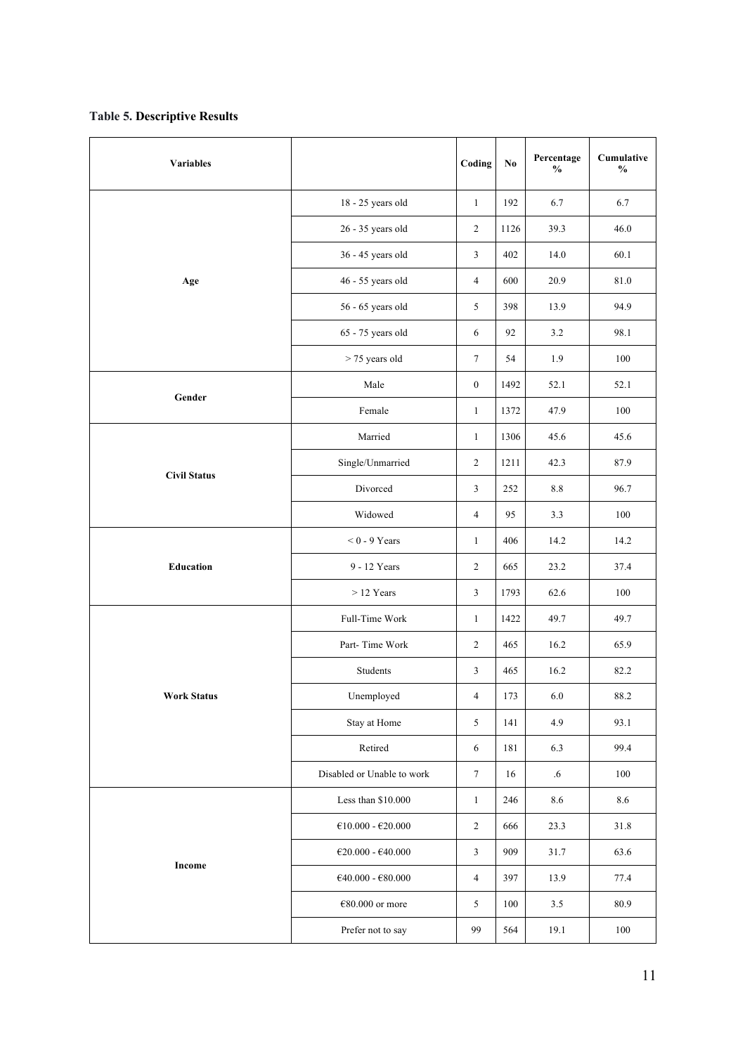**Table 5. Descriptive Results**

| Variables | | Coding | No | Percentage % | Cumulative % |
|---|---|---|---|---|---|
| Age | 18 - 25 years old | 1 | 192 | 6.7 | 6.7 |
| | 26 - 35 years old | 2 | 1126 | 39.3 | 46.0 |
| | 36 - 45 years old | 3 | 402 | 14.0 | 60.1 |
| | 46 - 55 years old | 4 | 600 | 20.9 | 81.0 |
| | 56 - 65 years old | 5 | 398 | 13.9 | 94.9 |
| | 65 - 75 years old | 6 | 92 | 3.2 | 98.1 |
| | > 75 years old | 7 | 54 | 1.9 | 100 |
| Gender | Male | 0 | 1492 | 52.1 | 52.1 |
| | Female | 1 | 1372 | 47.9 | 100 |
| Civil Status | Married | 1 | 1306 | 45.6 | 45.6 |
| | Single/Unmarried | 2 | 1211 | 42.3 | 87.9 |
| | Divorced | 3 | 252 | 8.8 | 96.7 |
| | Widowed | 4 | 95 | 3.3 | 100 |
| Education | < 0 - 9 Years | 1 | 406 | 14.2 | 14.2 |
| | 9 - 12 Years | 2 | 665 | 23.2 | 37.4 |
| | > 12 Years | 3 | 1793 | 62.6 | 100 |
| Work Status | Full-Time Work | 1 | 1422 | 49.7 | 49.7 |
| | Part- Time Work | 2 | 465 | 16.2 | 65.9 |
| | Students | 3 | 465 | 16.2 | 82.2 |
| | Unemployed | 4 | 173 | 6.0 | 88.2 |
| | Stay at Home | 5 | 141 | 4.9 | 93.1 |
| | Retired | 6 | 181 | 6.3 | 99.4 |
| | Disabled or Unable to work | 7 | 16 | .6 | 100 |
| Income | Less than $10.000 | 1 | 246 | 8.6 | 8.6 |
| | €10.000 - €20.000 | 2 | 666 | 23.3 | 31.8 |
| | €20.000 - €40.000 | 3 | 909 | 31.7 | 63.6 |
| | €40.000 - €80.000 | 4 | 397 | 13.9 | 77.4 |
| | €80.000 or more | 5 | 100 | 3.5 | 80.9 |
| | Prefer not to say | 99 | 564 | 19.1 | 100 |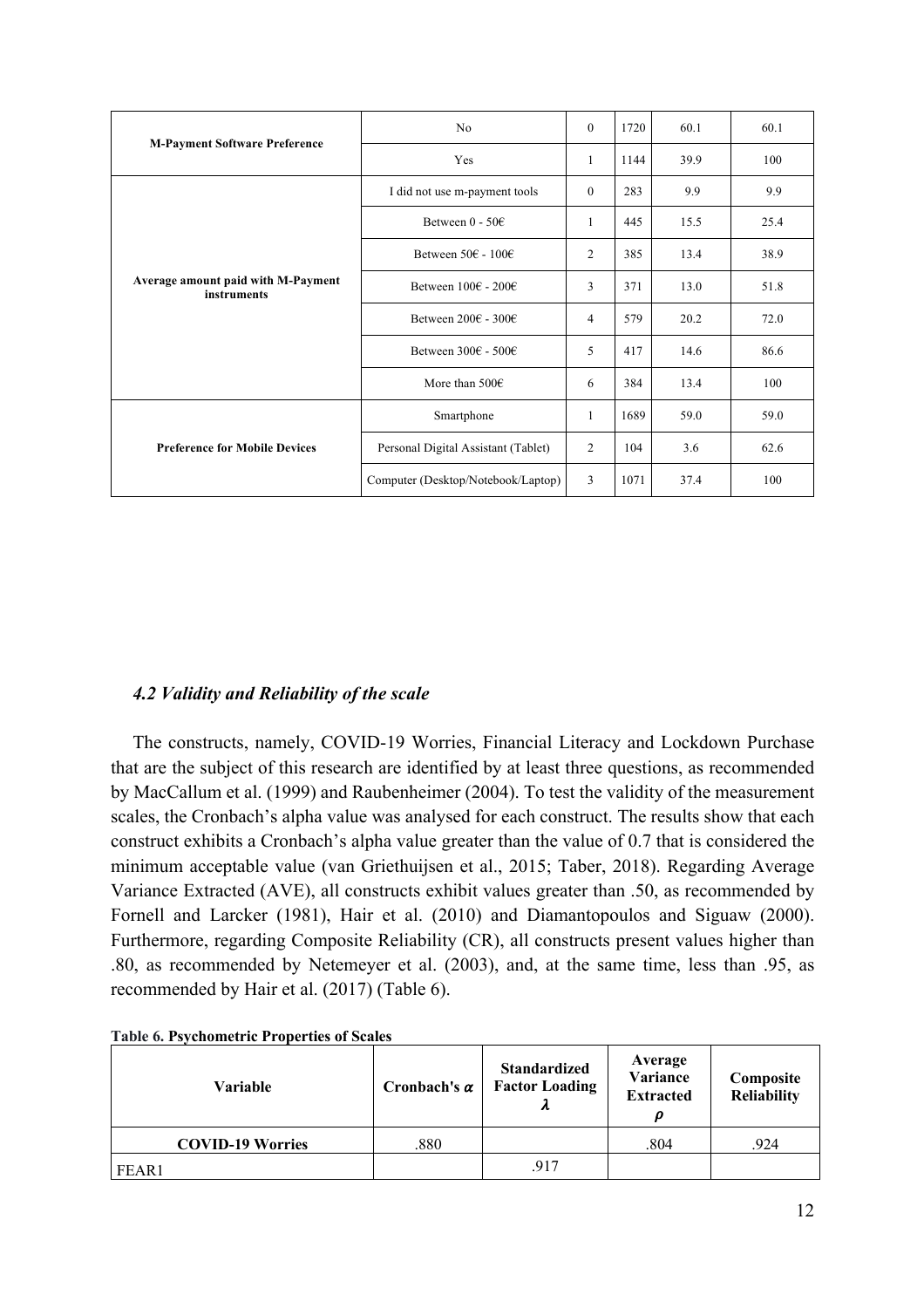| M-Payment Software Preference | No | 0 | 1720 | 60.1 | 60.1 |
| --- | --- | --- | --- | --- | --- |
| | Yes | 1 | 1144 | 39.9 | 100 |
| Average amount paid with M-Payment instruments | I did not use m-payment tools | 0 | 283 | 9.9 | 9.9 |
| | Between 0 - 50€ | 1 | 445 | 15.5 | 25.4 |
| | Between 50€ - 100€ | 2 | 385 | 13.4 | 38.9 |
| | Between 100€ - 200€ | 3 | 371 | 13.0 | 51.8 |
| | Between 200€ - 300€ | 4 | 579 | 20.2 | 72.0 |
| | Between 300€ - 500€ | 5 | 417 | 14.6 | 86.6 |
| | More than 500€ | 6 | 384 | 13.4 | 100 |
| Preference for Mobile Devices | Smartphone | 1 | 1689 | 59.0 | 59.0 |
| | Personal Digital Assistant (Tablet) | 2 | 104 | 3.6 | 62.6 |
| | Computer (Desktop/Notebook/Laptop) | 3 | 1071 | 37.4 | 100 |

### *4.2 Validity and Reliability of the scale*

The constructs, namely, COVID-19 Worries, Financial Literacy and Lockdown Purchase that are the subject of this research are identified by at least three questions, as recommended by MacCallum et al. (1999) and Raubenheimer (2004). To test the validity of the measurement scales, the Cronbach's alpha value was analysed for each construct. The results show that each construct exhibits a Cronbach's alpha value greater than the value of 0.7 that is considered the minimum acceptable value (van Griethuijsen et al., 2015; Taber, 2018). Regarding Average Variance Extracted (AVE), all constructs exhibit values greater than .50, as recommended by Fornell and Larcker (1981), Hair et al. (2010) and Diamantopoulos and Siguaw (2000). Furthermore, regarding Composite Reliability (CR), all constructs present values higher than .80, as recommended by Netemeyer et al. (2003), and, at the same time, less than .95, as recommended by Hair et al. (2017) (Table 6).

**Table 6. Psychometric Properties of Scales**

| Variable | Cronbach's $\alpha$ | Standardized Factor Loading $\lambda$ | Average Variance Extracted $\rho$ | Composite Reliability |
| --- | --- | --- | --- | --- |
| **COVID-19 Worries** | .880 | | .804 | .924 |
| FEAR1 | | .917 | | |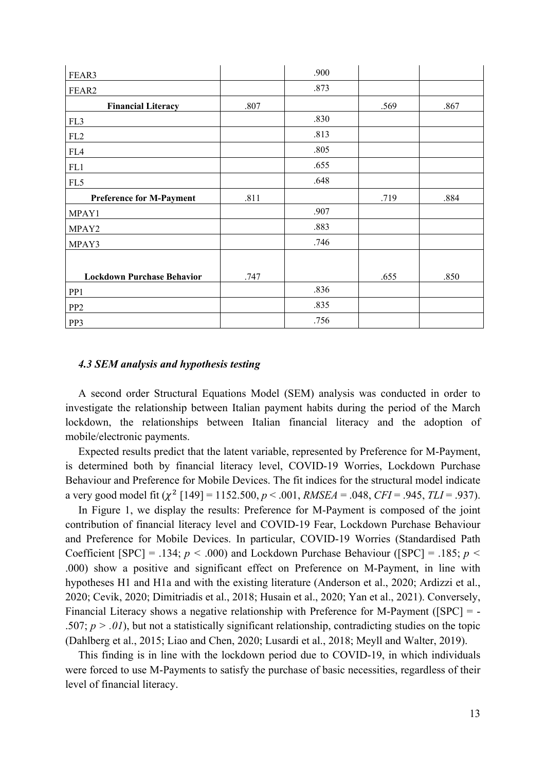| | | | | |
|---|---|---|---|---|
| FEAR3 | | .900 | | |
| FEAR2 | | .873 | | |
| **Financial Literacy** | .807 | | .569 | .867 |
| FL3 | | .830 | | |
| FL2 | | .813 | | |
| FL4 | | .805 | | |
| FL1 | | .655 | | |
| FL5 | | .648 | | |
| **Preference for M-Payment** | .811 | | .719 | .884 |
| MPAY1 | | .907 | | |
| MPAY2 | | .883 | | |
| MPAY3 | | .746 | | |
| **Lockdown Purchase Behavior** | .747 | | .655 | .850 |
| PP1 | | .836 | | |
| PP2 | | .835 | | |
| PP3 | | .756 | | |

### *4.3 SEM analysis and hypothesis testing*

A second order Structural Equations Model (SEM) analysis was conducted in order to investigate the relationship between Italian payment habits during the period of the March lockdown, the relationships between Italian financial literacy and the adoption of mobile/electronic payments.

Expected results predict that the latent variable, represented by Preference for M-Payment, is determined both by financial literacy level, COVID-19 Worries, Lockdown Purchase Behaviour and Preference for Mobile Devices. The fit indices for the structural model indicate a very good model fit ($\chi^2$ [149] = 1152.500, $p < .001$, *RMSEA* = .048, *CFI* = .945, *TLI* = .937).

In Figure 1, we display the results: Preference for M-Payment is composed of the joint contribution of financial literacy level and COVID-19 Fear, Lockdown Purchase Behaviour and Preference for Mobile Devices. In particular, COVID-19 Worries (Standardised Path Coefficient [SPC] = .134; $p < .000$) and Lockdown Purchase Behaviour ([SPC] = .185; $p < .000$) show a positive and significant effect on Preference on M-Payment, in line with hypotheses H1 and H1a and with the existing literature (Anderson et al., 2020; Ardizzi et al., 2020; Cevik, 2020; Dimitriadis et al., 2018; Husain et al., 2020; Yan et al., 2021). Conversely, Financial Literacy shows a negative relationship with Preference for M-Payment ([SPC] = -.507; $p > .01$), but not a statistically significant relationship, contradicting studies on the topic (Dahlberg et al., 2015; Liao and Chen, 2020; Lusardi et al., 2018; Meyll and Walter, 2019).

This finding is in line with the lockdown period due to COVID-19, in which individuals were forced to use M-Payments to satisfy the purchase of basic necessities, regardless of their level of financial literacy.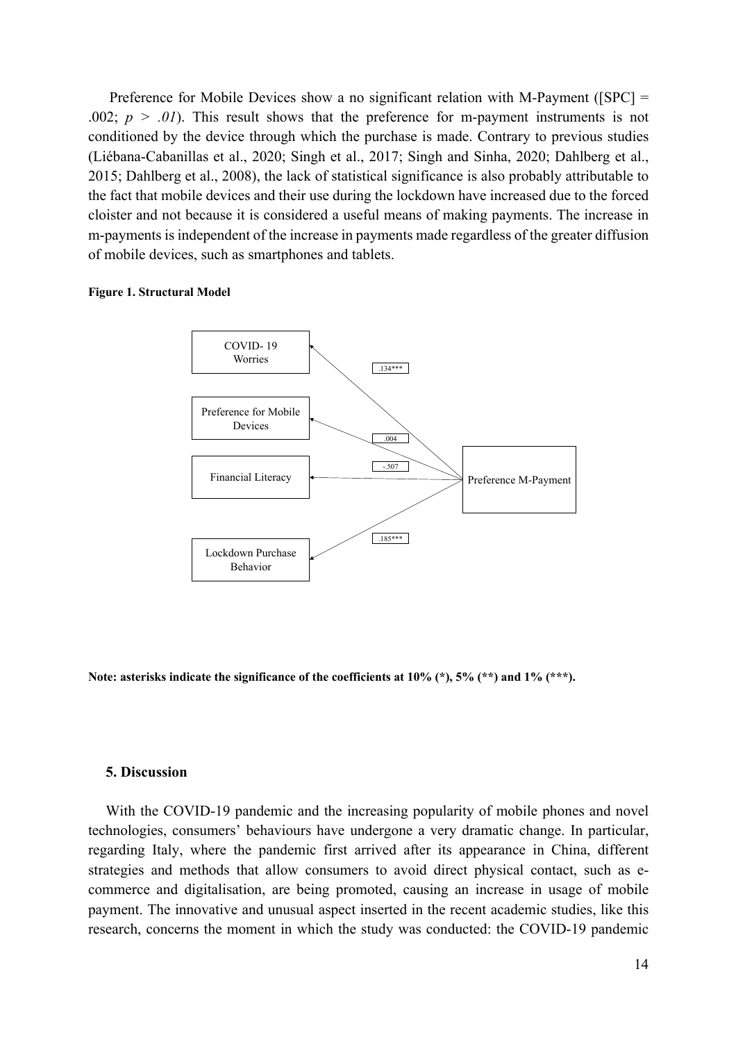Preference for Mobile Devices show a no significant relation with M-Payment ([SPC] = .002; $p > .01$). This result shows that the preference for m-payment instruments is not conditioned by the device through which the purchase is made. Contrary to previous studies (Liébana-Cabanillas et al., 2020; Singh et al., 2017; Singh and Sinha, 2020; Dahlberg et al., 2015; Dahlberg et al., 2008), the lack of statistical significance is also probably attributable to the fact that mobile devices and their use during the lockdown have increased due to the forced cloister and not because it is considered a useful means of making payments. The increase in m-payments is independent of the increase in payments made regardless of the greater diffusion of mobile devices, such as smartphones and tablets.

**Figure 1. Structural Model**

COVID- 19 Worries — .134***

Preference for Mobile Devices — .004

Financial Literacy — -.507

Lockdown Purchase Behavior — .185***

Preference M-Payment

**Note: asterisks indicate the significance of the coefficients at 10% (*), 5% (**) and 1% (***).**

### 5. Discussion

With the COVID-19 pandemic and the increasing popularity of mobile phones and novel technologies, consumers' behaviours have undergone a very dramatic change. In particular, regarding Italy, where the pandemic first arrived after its appearance in China, different strategies and methods that allow consumers to avoid direct physical contact, such as e-commerce and digitalisation, are being promoted, causing an increase in usage of mobile payment. The innovative and unusual aspect inserted in the recent academic studies, like this research, concerns the moment in which the study was conducted: the COVID-19 pandemic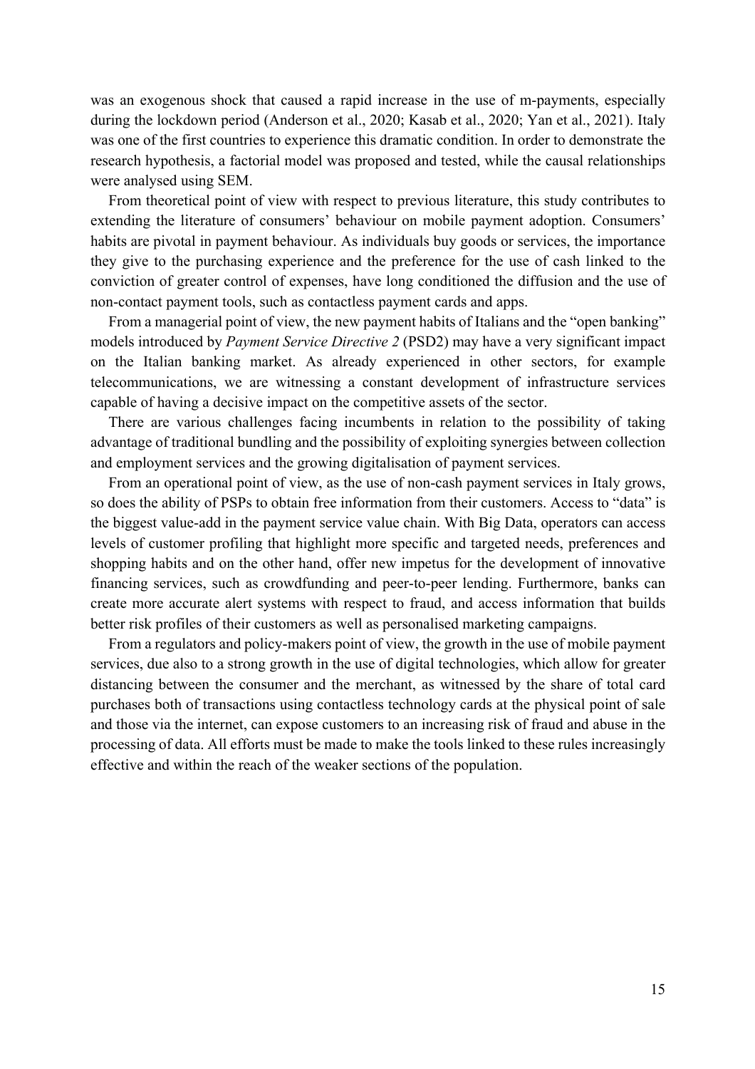was an exogenous shock that caused a rapid increase in the use of m-payments, especially during the lockdown period (Anderson et al., 2020; Kasab et al., 2020; Yan et al., 2021). Italy was one of the first countries to experience this dramatic condition. In order to demonstrate the research hypothesis, a factorial model was proposed and tested, while the causal relationships were analysed using SEM.

From theoretical point of view with respect to previous literature, this study contributes to extending the literature of consumers' behaviour on mobile payment adoption. Consumers' habits are pivotal in payment behaviour. As individuals buy goods or services, the importance they give to the purchasing experience and the preference for the use of cash linked to the conviction of greater control of expenses, have long conditioned the diffusion and the use of non-contact payment tools, such as contactless payment cards and apps.

From a managerial point of view, the new payment habits of Italians and the "open banking" models introduced by *Payment Service Directive 2* (PSD2) may have a very significant impact on the Italian banking market. As already experienced in other sectors, for example telecommunications, we are witnessing a constant development of infrastructure services capable of having a decisive impact on the competitive assets of the sector.

There are various challenges facing incumbents in relation to the possibility of taking advantage of traditional bundling and the possibility of exploiting synergies between collection and employment services and the growing digitalisation of payment services.

From an operational point of view, as the use of non-cash payment services in Italy grows, so does the ability of PSPs to obtain free information from their customers. Access to "data" is the biggest value-add in the payment service value chain. With Big Data, operators can access levels of customer profiling that highlight more specific and targeted needs, preferences and shopping habits and on the other hand, offer new impetus for the development of innovative financing services, such as crowdfunding and peer-to-peer lending. Furthermore, banks can create more accurate alert systems with respect to fraud, and access information that builds better risk profiles of their customers as well as personalised marketing campaigns.

From a regulators and policy-makers point of view, the growth in the use of mobile payment services, due also to a strong growth in the use of digital technologies, which allow for greater distancing between the consumer and the merchant, as witnessed by the share of total card purchases both of transactions using contactless technology cards at the physical point of sale and those via the internet, can expose customers to an increasing risk of fraud and abuse in the processing of data. All efforts must be made to make the tools linked to these rules increasingly effective and within the reach of the weaker sections of the population.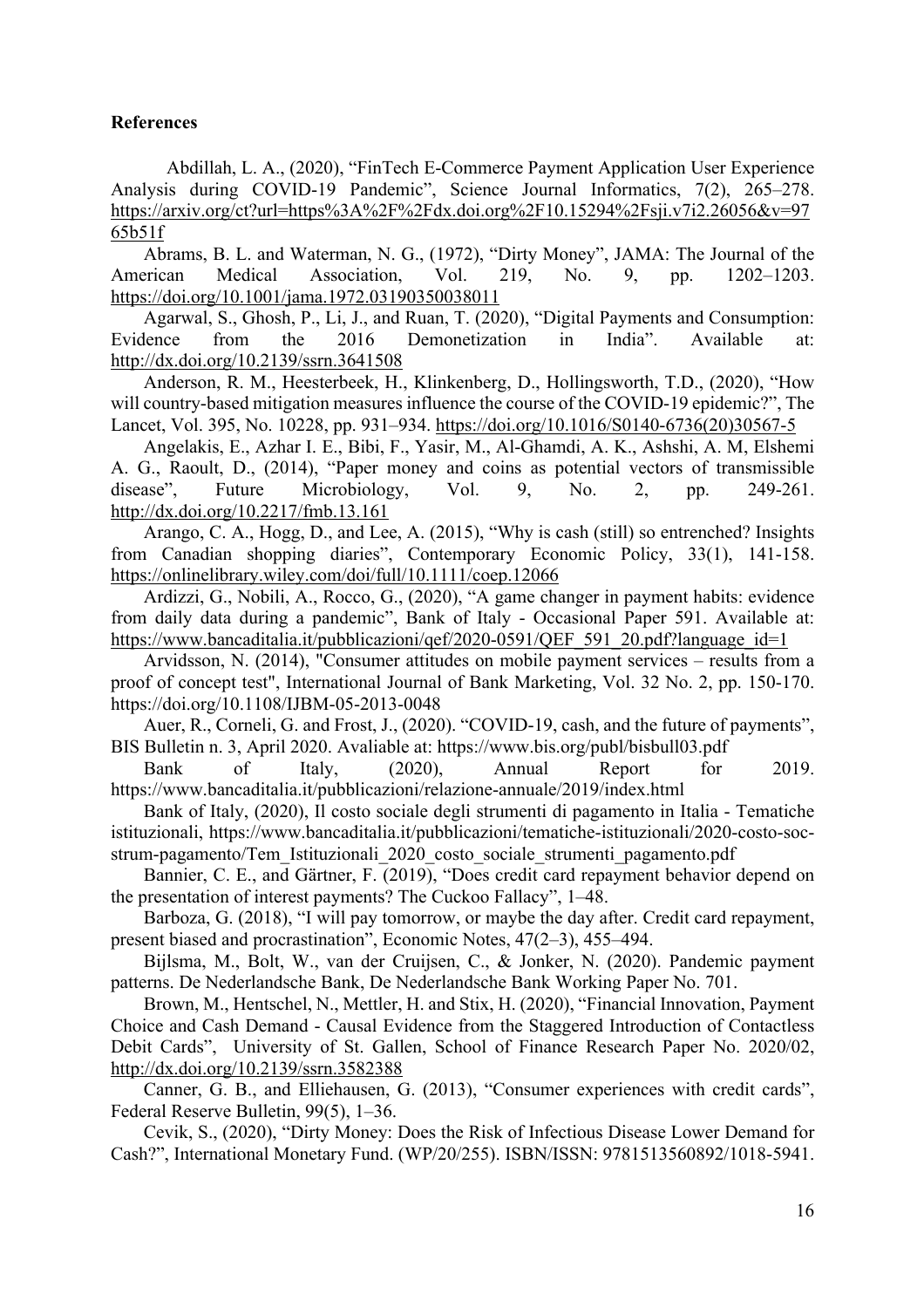**References**

Abdillah, L. A., (2020), "FinTech E-Commerce Payment Application User Experience Analysis during COVID-19 Pandemic", Science Journal Informatics, 7(2), 265–278. https://arxiv.org/ct?url=https%3A%2F%2Fdx.doi.org%2F10.15294%2Fsji.v7i2.26056&v=9765b51f

Abrams, B. L. and Waterman, N. G., (1972), "Dirty Money", JAMA: The Journal of the American Medical Association, Vol. 219, No. 9, pp. 1202–1203. https://doi.org/10.1001/jama.1972.03190350038011

Agarwal, S., Ghosh, P., Li, J., and Ruan, T. (2020), "Digital Payments and Consumption: Evidence from the 2016 Demonetization in India". Available at: http://dx.doi.org/10.2139/ssrn.3641508

Anderson, R. M., Heesterbeek, H., Klinkenberg, D., Hollingsworth, T.D., (2020), "How will country-based mitigation measures influence the course of the COVID-19 epidemic?", The Lancet, Vol. 395, No. 10228, pp. 931–934. https://doi.org/10.1016/S0140-6736(20)30567-5

Angelakis, E., Azhar I. E., Bibi, F., Yasir, M., Al-Ghamdi, A. K., Ashshi, A. M, Elshemi A. G., Raoult, D., (2014), "Paper money and coins as potential vectors of transmissible disease", Future Microbiology, Vol. 9, No. 2, pp. 249-261. http://dx.doi.org/10.2217/fmb.13.161

Arango, C. A., Hogg, D., and Lee, A. (2015), "Why is cash (still) so entrenched? Insights from Canadian shopping diaries", Contemporary Economic Policy, 33(1), 141-158. https://onlinelibrary.wiley.com/doi/full/10.1111/coep.12066

Ardizzi, G., Nobili, A., Rocco, G., (2020), "A game changer in payment habits: evidence from daily data during a pandemic", Bank of Italy - Occasional Paper 591. Available at: https://www.bancaditalia.it/pubblicazioni/qef/2020-0591/QEF_591_20.pdf?language_id=1

Arvidsson, N. (2014), "Consumer attitudes on mobile payment services – results from a proof of concept test", International Journal of Bank Marketing, Vol. 32 No. 2, pp. 150-170. https://doi.org/10.1108/IJBM-05-2013-0048

Auer, R., Corneli, G. and Frost, J., (2020). "COVID-19, cash, and the future of payments", BIS Bulletin n. 3, April 2020. Avaliable at: https://www.bis.org/publ/bisbull03.pdf

Bank of Italy, (2020), Annual Report for 2019. https://www.bancaditalia.it/pubblicazioni/relazione-annuale/2019/index.html

Bank of Italy (2020), Il costo sociale degli strumenti di pagamento in Italia - Tematiche istituzionali, https://www.bancaditalia.it/pubblicazioni/tematiche-istituzionali/2020-costo-soc-strum-pagamento/Tem_Istituzionali_2020_costo_sociale_strumenti_pagamento.pdf

Bannier, C. E., and Gärtner, F. (2019), "Does credit card repayment behavior depend on the presentation of interest payments? The Cuckoo Fallacy", 1–48.

Barboza, G. (2018), "I will pay tomorrow, or maybe the day after. Credit card repayment, present biased and procrastination", Economic Notes, 47(2–3), 455–494.

Bijlsma, M., Bolt, W., van der Cruijsen, C., & Jonker, N. (2020). Pandemic payment patterns. De Nederlandsche Bank, De Nederlandsche Bank Working Paper No. 701.

Brown, M., Hentschel, N., Mettler, H. and Stix, H. (2020), "Financial Innovation, Payment Choice and Cash Demand - Causal Evidence from the Staggered Introduction of Contactless Debit Cards", University of St. Gallen, School of Finance Research Paper No. 2020/02, http://dx.doi.org/10.2139/ssrn.3582388

Canner, G. B., and Elliehausen, G. (2013), "Consumer experiences with credit cards", Federal Reserve Bulletin, 99(5), 1–36.

Cevik, S., (2020), "Dirty Money: Does the Risk of Infectious Disease Lower Demand for Cash?", International Monetary Fund. (WP/20/255). ISBN/ISSN: 9781513560892/1018-5941.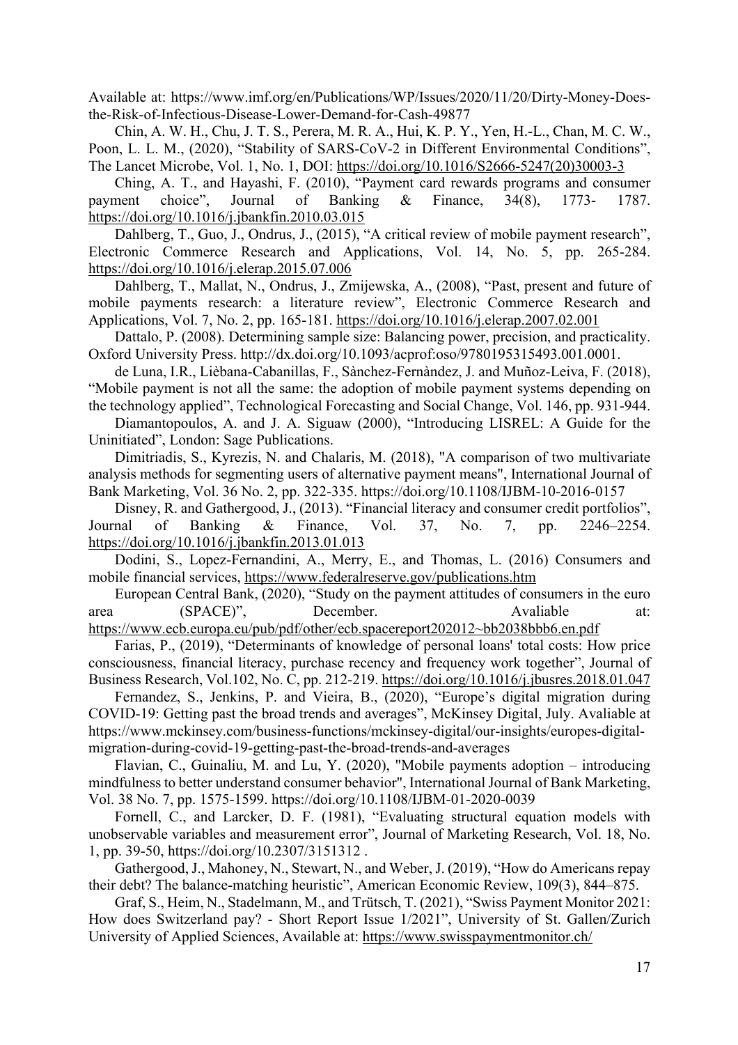Available at: https://www.imf.org/en/Publications/WP/Issues/2020/11/20/Dirty-Money-Does-the-Risk-of-Infectious-Disease-Lower-Demand-for-Cash-49877

Chin, A. W. H., Chu, J. T. S., Perera, M. R. A., Hui, K. P. Y., Yen, H.-L., Chan, M. C. W., Poon, L. L. M., (2020), "Stability of SARS-CoV-2 in Different Environmental Conditions", The Lancet Microbe, Vol. 1, No. 1, DOI: https://doi.org/10.1016/S2666-5247(20)30003-3

Ching, A. T., and Hayashi, F. (2010), "Payment card rewards programs and consumer payment choice", Journal of Banking & Finance, 34(8), 1773- 1787. https://doi.org/10.1016/j.jbankfin.2010.03.015

Dahlberg, T., Guo, J., Ondrus, J., (2015), "A critical review of mobile payment research", Electronic Commerce Research and Applications, Vol. 14, No. 5, pp. 265-284. https://doi.org/10.1016/j.elerap.2015.07.006

Dahlberg, T., Mallat, N., Ondrus, J., Zmijewska, A., (2008), "Past, present and future of mobile payments research: a literature review", Electronic Commerce Research and Applications, Vol. 7, No. 2, pp. 165-181. https://doi.org/10.1016/j.elerap.2007.02.001

Dattalo, P. (2008). Determining sample size: Balancing power, precision, and practicality. Oxford University Press. http://dx.doi.org/10.1093/acprof:oso/9780195315493.001.0001.

de Luna, I.R., Lièbana-Cabanillas, F., Sànchez-Fernàndez, J. and Muñoz-Leiva, F. (2018), "Mobile payment is not all the same: the adoption of mobile payment systems depending on the technology applied", Technological Forecasting and Social Change, Vol. 146, pp. 931-944.

Diamantopoulos, A. and J. A. Siguaw (2000), "Introducing LISREL: A Guide for the Uninitiated", London: Sage Publications.

Dimitriadis, S., Kyrezis, N. and Chalaris, M. (2018), "A comparison of two multivariate analysis methods for segmenting users of alternative payment means", International Journal of Bank Marketing, Vol. 36 No. 2, pp. 322-335. https://doi.org/10.1108/IJBM-10-2016-0157

Disney, R. and Gathergood, J., (2013). "Financial literacy and consumer credit portfolios", Journal of Banking & Finance, Vol. 37, No. 7, pp. 2246–2254. https://doi.org/10.1016/j.jbankfin.2013.01.013

Dodini, S., Lopez-Fernandini, A., Merry, E., and Thomas, L. (2016) Consumers and mobile financial services, https://www.federalreserve.gov/publications.htm

European Central Bank, (2020), "Study on the payment attitudes of consumers in the euro area (SPACE)", December. Avaliable at: https://www.ecb.europa.eu/pub/pdf/other/ecb.spacereport202012~bb2038bbb6.en.pdf

Farias, P., (2019), "Determinants of knowledge of personal loans' total costs: How price consciousness, financial literacy, purchase recency and frequency work together", Journal of Business Research, Vol.102, No. C, pp. 212-219. https://doi.org/10.1016/j.jbusres.2018.01.047

Fernandez, S., Jenkins, P. and Vieira, B., (2020), "Europe's digital migration during COVID-19: Getting past the broad trends and averages", McKinsey Digital, July. Avaliable at https://www.mckinsey.com/business-functions/mckinsey-digital/our-insights/europes-digital-migration-during-covid-19-getting-past-the-broad-trends-and-averages

Flavian, C., Guinaliu, M. and Lu, Y. (2020), "Mobile payments adoption – introducing mindfulness to better understand consumer behavior", International Journal of Bank Marketing, Vol. 38 No. 7, pp. 1575-1599. https://doi.org/10.1108/IJBM-01-2020-0039

Fornell, C., and Larcker, D. F. (1981), "Evaluating structural equation models with unobservable variables and measurement error", Journal of Marketing Research, Vol. 18, No. 1, pp. 39-50, https://doi.org/10.2307/3151312 .

Gathergood, J., Mahoney, N., Stewart, N., and Weber, J. (2019), "How do Americans repay their debt? The balance-matching heuristic", American Economic Review, 109(3), 844–875.

Graf, S., Heim, N., Stadelmann, M., and Trütsch, T. (2021), "Swiss Payment Monitor 2021: How does Switzerland pay? - Short Report Issue 1/2021", University of St. Gallen/Zurich University of Applied Sciences, Available at: https://www.swisspaymentmonitor.ch/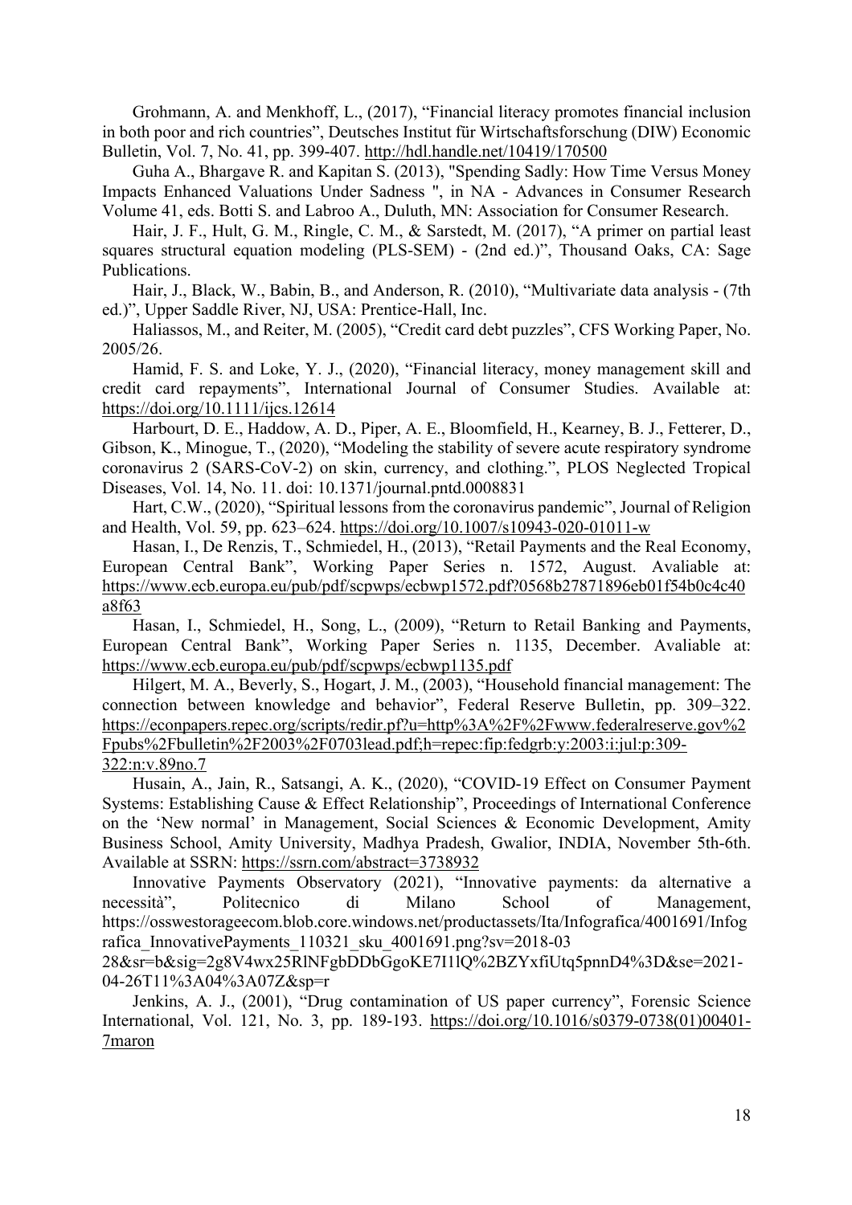Grohmann, A. and Menkhoff, L., (2017), "Financial literacy promotes financial inclusion in both poor and rich countries", Deutsches Institut für Wirtschaftsforschung (DIW) Economic Bulletin, Vol. 7, No. 41, pp. 399-407. http://hdl.handle.net/10419/170500

Guha A., Bhargave R. and Kapitan S. (2013), "Spending Sadly: How Time Versus Money Impacts Enhanced Valuations Under Sadness ", in NA - Advances in Consumer Research Volume 41, eds. Botti S. and Labroo A., Duluth, MN: Association for Consumer Research.

Hair, J. F., Hult, G. M., Ringle, C. M., & Sarstedt, M. (2017), "A primer on partial least squares structural equation modeling (PLS-SEM) - (2nd ed.)", Thousand Oaks, CA: Sage Publications.

Hair, J., Black, W., Babin, B., and Anderson, R. (2010), "Multivariate data analysis - (7th ed.)", Upper Saddle River, NJ, USA: Prentice-Hall, Inc.

Haliassos, M., and Reiter, M. (2005), "Credit card debt puzzles", CFS Working Paper, No. 2005/26.

Hamid, F. S. and Loke, Y. J., (2020), "Financial literacy, money management skill and credit card repayments", International Journal of Consumer Studies. Available at: https://doi.org/10.1111/ijcs.12614

Harbourt, D. E., Haddow, A. D., Piper, A. E., Bloomfield, H., Kearney, B. J., Fetterer, D., Gibson, K., Minogue, T., (2020), "Modeling the stability of severe acute respiratory syndrome coronavirus 2 (SARS-CoV-2) on skin, currency, and clothing.", PLOS Neglected Tropical Diseases, Vol. 14, No. 11. doi: 10.1371/journal.pntd.0008831

Hart, C.W., (2020), "Spiritual lessons from the coronavirus pandemic", Journal of Religion and Health, Vol. 59, pp. 623–624. https://doi.org/10.1007/s10943-020-01011-w

Hasan, I., De Renzis, T., Schmiedel, H., (2013), "Retail Payments and the Real Economy, European Central Bank", Working Paper Series n. 1572, August. Avaliable at: https://www.ecb.europa.eu/pub/pdf/scpwps/ecbwp1572.pdf?0568b27871896eb01f54b0c4c40a8f63

Hasan, I., Schmiedel, H., Song, L., (2009), "Return to Retail Banking and Payments, European Central Bank", Working Paper Series n. 1135, December. Avaliable at: https://www.ecb.europa.eu/pub/pdf/scpwps/ecbwp1135.pdf

Hilgert, M. A., Beverly, S., Hogart, J. M., (2003), "Household financial management: The connection between knowledge and behavior", Federal Reserve Bulletin, pp. 309–322. https://econpapers.repec.org/scripts/redir.pf?u=http%3A%2F%2Fwww.federalreserve.gov%2Fpubs%2Fbulletin%2F2003%2F0703lead.pdf;h=repec:fip:fedgrb:y:2003:i:jul:p:309-322:n:v.89no.7

Husain, A., Jain, R., Satsangi, A. K., (2020), "COVID-19 Effect on Consumer Payment Systems: Establishing Cause & Effect Relationship", Proceedings of International Conference on the 'New normal' in Management, Social Sciences & Economic Development, Amity Business School, Amity University, Madhya Pradesh, Gwalior, INDIA, November 5th-6th. Available at SSRN: https://ssrn.com/abstract=3738932

Innovative Payments Observatory (2021), "Innovative payments: da alternative a necessità", Politecnico di Milano School of Management, https://osswestorageecom.blob.core.windows.net/productassets/Ita/Infografica/4001691/Infografica_InnovativePayments_110321_sku_4001691.png?sv=2018-03-28&sr=b&sig=2g8V4wx25RlNFgbDDbGgoKE7I1lQ%2BZYxfiUtq5pnnD4%3D&se=2021-04-26T11%3A04%3A07Z&sp=r

Jenkins, A. J., (2001), "Drug contamination of US paper currency", Forensic Science International, Vol. 121, No. 3, pp. 189-193. https://doi.org/10.1016/s0379-0738(01)00401-7maron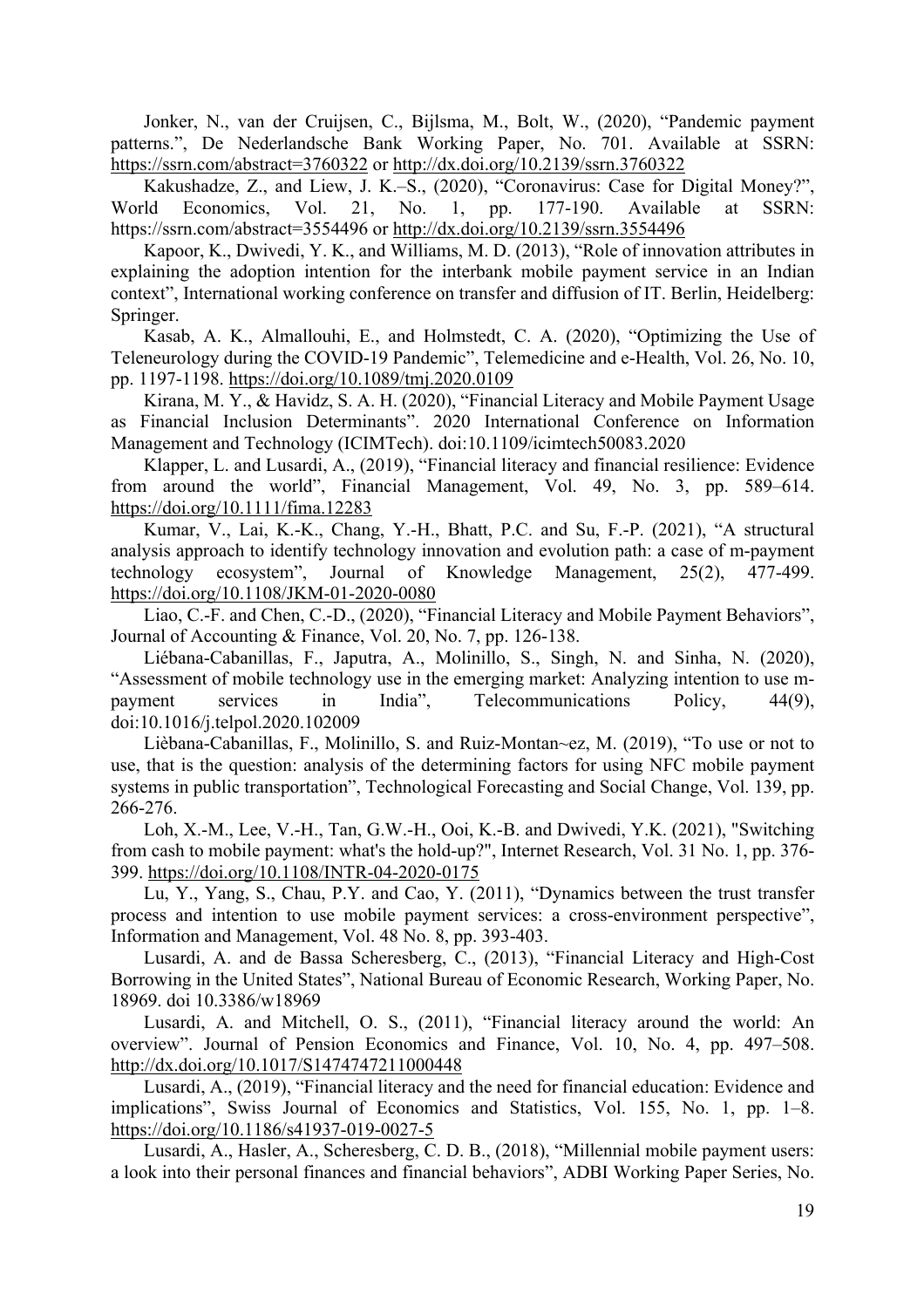Jonker, N., van der Cruijsen, C., Bijlsma, M., Bolt, W., (2020), "Pandemic payment patterns.", De Nederlandsche Bank Working Paper, No. 701. Available at SSRN: https://ssrn.com/abstract=3760322 or http://dx.doi.org/10.2139/ssrn.3760322

Kakushadze, Z., and Liew, J. K.–S., (2020), "Coronavirus: Case for Digital Money?", World Economics, Vol. 21, No. 1, pp. 177-190. Available at SSRN: https://ssrn.com/abstract=3554496 or http://dx.doi.org/10.2139/ssrn.3554496

Kapoor, K., Dwivedi, Y. K., and Williams, M. D. (2013), "Role of innovation attributes in explaining the adoption intention for the interbank mobile payment service in an Indian context", International working conference on transfer and diffusion of IT. Berlin, Heidelberg: Springer.

Kasab, A. K., Almallouhi, E., and Holmstedt, C. A. (2020), "Optimizing the Use of Teleneurology during the COVID-19 Pandemic", Telemedicine and e-Health, Vol. 26, No. 10, pp. 1197-1198. https://doi.org/10.1089/tmj.2020.0109

Kirana, M. Y., & Havidz, S. A. H. (2020), "Financial Literacy and Mobile Payment Usage as Financial Inclusion Determinants". 2020 International Conference on Information Management and Technology (ICIMTech). doi:10.1109/icimtech50083.2020

Klapper, L. and Lusardi, A., (2019), "Financial literacy and financial resilience: Evidence from around the world", Financial Management, Vol. 49, No. 3, pp. 589–614. https://doi.org/10.1111/fima.12283

Kumar, V., Lai, K.-K., Chang, Y.-H., Bhatt, P.C. and Su, F.-P. (2021), "A structural analysis approach to identify technology innovation and evolution path: a case of m-payment technology ecosystem", Journal of Knowledge Management, 25(2), 477-499. https://doi.org/10.1108/JKM-01-2020-0080

Liao, C.-F. and Chen, C.-D., (2020), "Financial Literacy and Mobile Payment Behaviors", Journal of Accounting & Finance, Vol. 20, No. 7, pp. 126-138.

Liébana-Cabanillas, F., Japutra, A., Molinillo, S., Singh, N. and Sinha, N. (2020), "Assessment of mobile technology use in the emerging market: Analyzing intention to use m-payment services in India", Telecommunications Policy, 44(9), doi:10.1016/j.telpol.2020.102009

Lièbana-Cabanillas, F., Molinillo, S. and Ruiz-Montan~ez, M. (2019), "To use or not to use, that is the question: analysis of the determining factors for using NFC mobile payment systems in public transportation", Technological Forecasting and Social Change, Vol. 139, pp. 266-276.

Loh, X.-M., Lee, V.-H., Tan, G.W.-H., Ooi, K.-B. and Dwivedi, Y.K. (2021), "Switching from cash to mobile payment: what's the hold-up?", Internet Research, Vol. 31 No. 1, pp. 376-399. https://doi.org/10.1108/INTR-04-2020-0175

Lu, Y., Yang, S., Chau, P.Y. and Cao, Y. (2011), "Dynamics between the trust transfer process and intention to use mobile payment services: a cross-environment perspective", Information and Management, Vol. 48 No. 8, pp. 393-403.

Lusardi, A. and de Bassa Scheresberg, C., (2013), "Financial Literacy and High-Cost Borrowing in the United States", National Bureau of Economic Research, Working Paper, No. 18969. doi 10.3386/w18969

Lusardi, A. and Mitchell, O. S., (2011), "Financial literacy around the world: An overview". Journal of Pension Economics and Finance, Vol. 10, No. 4, pp. 497–508. http://dx.doi.org/10.1017/S1474747211000448

Lusardi, A., (2019), "Financial literacy and the need for financial education: Evidence and implications", Swiss Journal of Economics and Statistics, Vol. 155, No. 1, pp. 1–8. https://doi.org/10.1186/s41937-019-0027-5

Lusardi, A., Hasler, A., Scheresberg, C. D. B., (2018), "Millennial mobile payment users: a look into their personal finances and financial behaviors", ADBI Working Paper Series, No.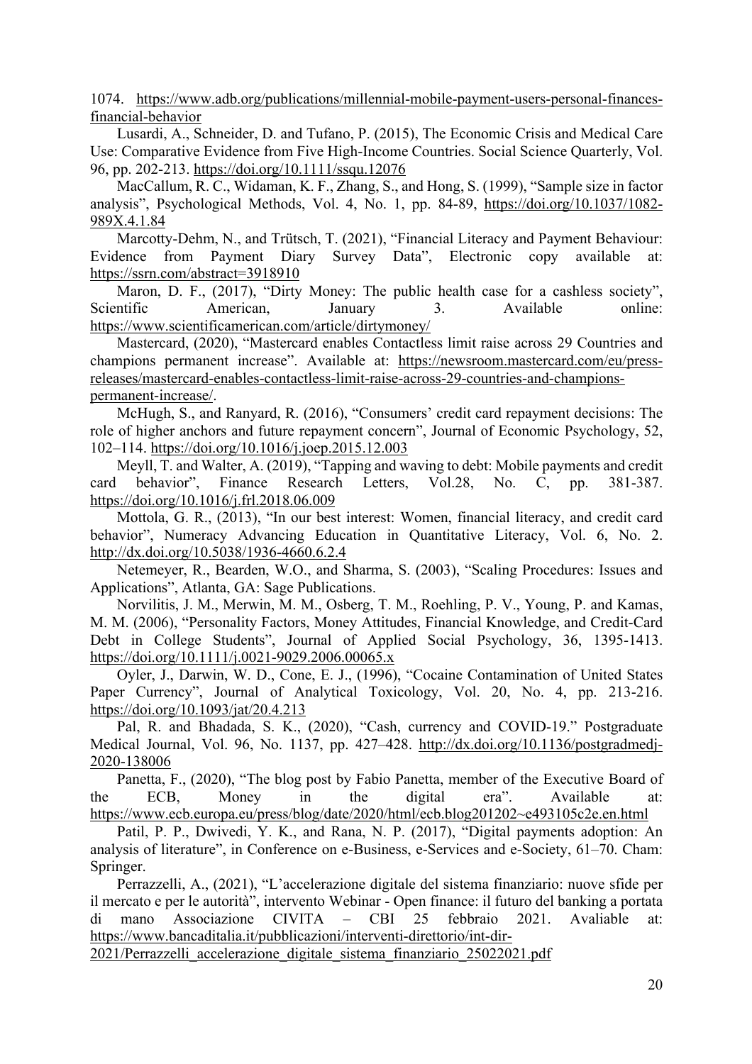1074. https://www.adb.org/publications/millennial-mobile-payment-users-personal-finances-financial-behavior

Lusardi, A., Schneider, D. and Tufano, P. (2015), The Economic Crisis and Medical Care Use: Comparative Evidence from Five High-Income Countries. Social Science Quarterly, Vol. 96, pp. 202-213. https://doi.org/10.1111/ssqu.12076

MacCallum, R. C., Widaman, K. F., Zhang, S., and Hong, S. (1999), "Sample size in factor analysis", Psychological Methods, Vol. 4, No. 1, pp. 84-89, https://doi.org/10.1037/1082-989X.4.1.84

Marcotty-Dehm, N., and Trütsch, T. (2021), "Financial Literacy and Payment Behaviour: Evidence from Payment Diary Survey Data", Electronic copy available at: https://ssrn.com/abstract=3918910

Maron, D. F., (2017), "Dirty Money: The public health case for a cashless society", Scientific American, January 3. Available online: https://www.scientificamerican.com/article/dirtymoney/

Mastercard, (2020), "Mastercard enables Contactless limit raise across 29 Countries and champions permanent increase". Available at: https://newsroom.mastercard.com/eu/press-releases/mastercard-enables-contactless-limit-raise-across-29-countries-and-champions-permanent-increase/.

McHugh, S., and Ranyard, R. (2016), "Consumers' credit card repayment decisions: The role of higher anchors and future repayment concern", Journal of Economic Psychology, 52, 102–114. https://doi.org/10.1016/j.joep.2015.12.003

Meyll, T. and Walter, A. (2019), "Tapping and waving to debt: Mobile payments and credit card behavior", Finance Research Letters, Vol.28, No. C, pp. 381-387. https://doi.org/10.1016/j.frl.2018.06.009

Mottola, G. R., (2013), "In our best interest: Women, financial literacy, and credit card behavior", Numeracy Advancing Education in Quantitative Literacy, Vol. 6, No. 2. http://dx.doi.org/10.5038/1936-4660.6.2.4

Netemeyer, R., Bearden, W.O., and Sharma, S. (2003), "Scaling Procedures: Issues and Applications", Atlanta, GA: Sage Publications.

Norvilitis, J. M., Merwin, M. M., Osberg, T. M., Roehling, P. V., Young, P. and Kamas, M. M. (2006), "Personality Factors, Money Attitudes, Financial Knowledge, and Credit-Card Debt in College Students", Journal of Applied Social Psychology, 36, 1395-1413. https://doi.org/10.1111/j.0021-9029.2006.00065.x

Oyler, J., Darwin, W. D., Cone, E. J., (1996), "Cocaine Contamination of United States Paper Currency", Journal of Analytical Toxicology, Vol. 20, No. 4, pp. 213-216. https://doi.org/10.1093/jat/20.4.213

Pal, R. and Bhadada, S. K., (2020), "Cash, currency and COVID-19." Postgraduate Medical Journal, Vol. 96, No. 1137, pp. 427–428. http://dx.doi.org/10.1136/postgradmedj-2020-138006

Panetta, F., (2020), "The blog post by Fabio Panetta, member of the Executive Board of the ECB, Money in the digital era". Available at: https://www.ecb.europa.eu/press/blog/date/2020/html/ecb.blog201202~e493105c2e.en.html

Patil, P. P., Dwivedi, Y. K., and Rana, N. P. (2017), "Digital payments adoption: An analysis of literature", in Conference on e-Business, e-Services and e-Society, 61–70. Cham: Springer.

Perrazzelli, A., (2021), "L'accelerazione digitale del sistema finanziario: nuove sfide per il mercato e per le autorità", intervento Webinar - Open finance: il futuro del banking a portata di mano Associazione CIVITA – CBI 25 febbraio 2021. Avaliable at: https://www.bancaditalia.it/pubblicazioni/interventi-direttorio/int-dir-2021/Perrazzelli_accelerazione_digitale_sistema_finanziario_25022021.pdf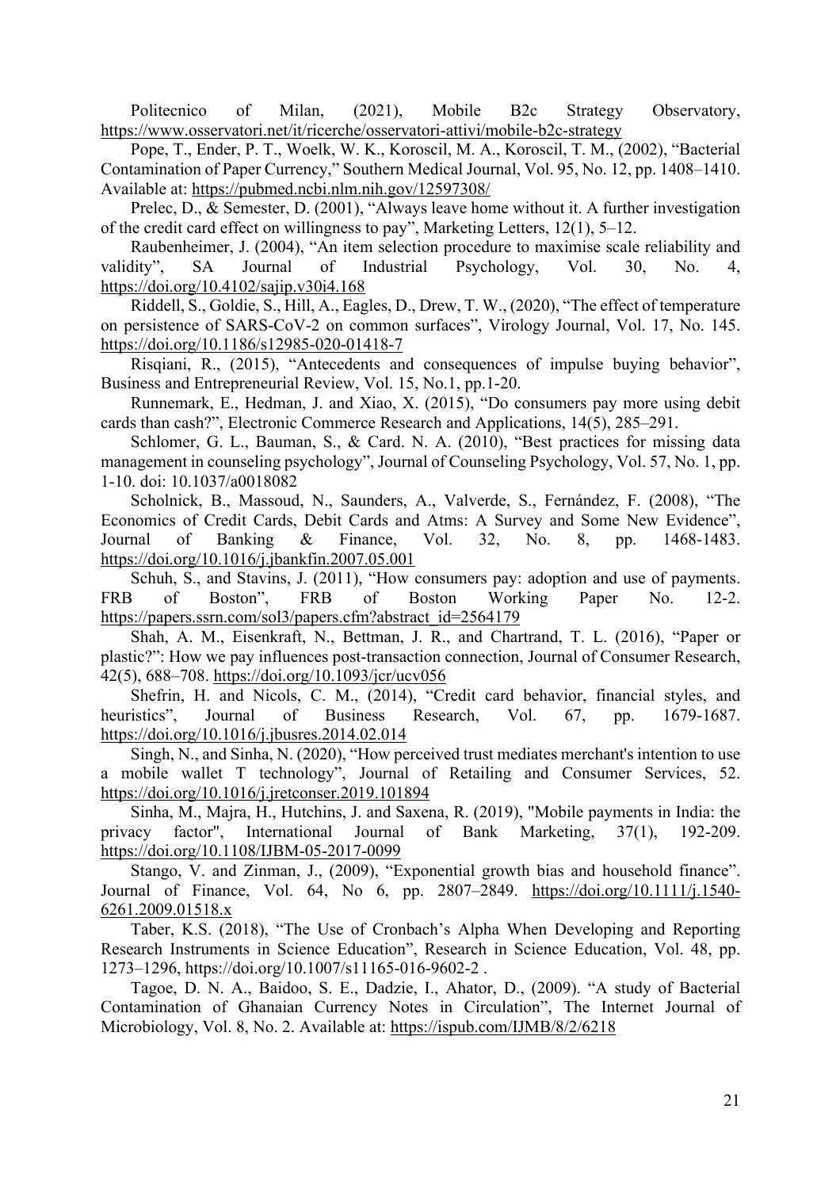Politecnico of Milan, (2021), Mobile B2c Strategy Observatory, https://www.osservatori.net/it/ricerche/osservatori-attivi/mobile-b2c-strategy

Pope, T., Ender, P. T., Woelk, W. K., Koroscil, M. A., Koroscil, T. M., (2002), "Bacterial Contamination of Paper Currency," Southern Medical Journal, Vol. 95, No. 12, pp. 1408–1410. Available at: https://pubmed.ncbi.nlm.nih.gov/12597308/

Prelec, D., & Semester, D. (2001), "Always leave home without it. A further investigation of the credit card effect on willingness to pay", Marketing Letters, 12(1), 5–12.

Raubenheimer, J. (2004), "An item selection procedure to maximise scale reliability and validity", SA Journal of Industrial Psychology, Vol. 30, No. 4, https://doi.org/10.4102/sajip.v30i4.168

Riddell, S., Goldie, S., Hill, A., Eagles, D., Drew, T. W., (2020), "The effect of temperature on persistence of SARS-CoV-2 on common surfaces", Virology Journal, Vol. 17, No. 145. https://doi.org/10.1186/s12985-020-01418-7

Risqiani, R., (2015), "Antecedents and consequences of impulse buying behavior", Business and Entrepreneurial Review, Vol. 15, No.1, pp.1-20.

Runnemark, E., Hedman, J. and Xiao, X. (2015), "Do consumers pay more using debit cards than cash?", Electronic Commerce Research and Applications, 14(5), 285–291.

Schlomer, G. L., Bauman, S., & Card. N. A. (2010), "Best practices for missing data management in counseling psychology", Journal of Counseling Psychology, Vol. 57, No. 1, pp. 1-10. doi: 10.1037/a0018082

Scholnick, B., Massoud, N., Saunders, A., Valverde, S., Fernández, F. (2008), "The Economics of Credit Cards, Debit Cards and Atms: A Survey and Some New Evidence", Journal of Banking & Finance, Vol. 32, No. 8, pp. 1468-1483. https://doi.org/10.1016/j.jbankfin.2007.05.001

Schuh, S., and Stavins, J. (2011), "How consumers pay: adoption and use of payments. FRB of Boston", FRB of Boston Working Paper No. 12-2. https://papers.ssrn.com/sol3/papers.cfm?abstract_id=2564179

Shah, A. M., Eisenkraft, N., Bettman, J. R., and Chartrand, T. L. (2016), "Paper or plastic?": How we pay influences post-transaction connection, Journal of Consumer Research, 42(5), 688–708. https://doi.org/10.1093/jcr/ucv056

Shefrin, H. and Nicols, C. M., (2014), "Credit card behavior, financial styles, and heuristics", Journal of Business Research, Vol. 67, pp. 1679-1687. https://doi.org/10.1016/j.jbusres.2014.02.014

Singh, N., and Sinha, N. (2020), "How perceived trust mediates merchant's intention to use a mobile wallet T technology", Journal of Retailing and Consumer Services, 52. https://doi.org/10.1016/j.jretconser.2019.101894

Sinha, M., Majra, H., Hutchins, J. and Saxena, R. (2019), "Mobile payments in India: the privacy factor", International Journal of Bank Marketing, 37(1), 192-209. https://doi.org/10.1108/IJBM-05-2017-0099

Stango, V. and Zinman, J., (2009), "Exponential growth bias and household finance". Journal of Finance, Vol. 64, No 6, pp. 2807–2849. https://doi.org/10.1111/j.1540-6261.2009.01518.x

Taber, K.S. (2018), "The Use of Cronbach's Alpha When Developing and Reporting Research Instruments in Science Education", Research in Science Education, Vol. 48, pp. 1273–1296, https://doi.org/10.1007/s11165-016-9602-2 .

Tagoe, D. N. A., Baidoo, S. E., Dadzie, I., Ahator, D., (2009). "A study of Bacterial Contamination of Ghanaian Currency Notes in Circulation", The Internet Journal of Microbiology, Vol. 8, No. 2. Available at: https://ispub.com/IJMB/8/2/6218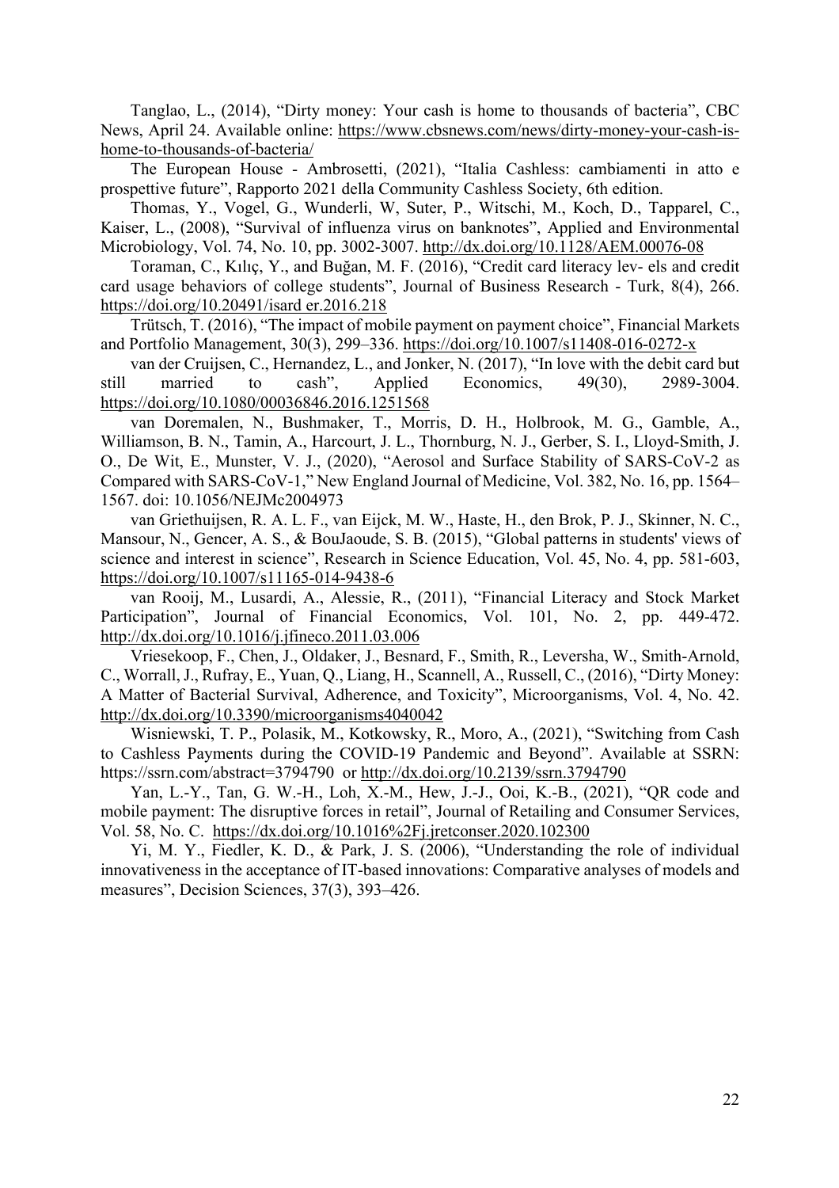Tanglao, L., (2014), “Dirty money: Your cash is home to thousands of bacteria”, CBC News, April 24. Available online: https://www.cbsnews.com/news/dirty-money-your-cash-is-home-to-thousands-of-bacteria/

The European House - Ambrosetti, (2021), “Italia Cashless: cambiamenti in atto e prospettive future”, Rapporto 2021 della Community Cashless Society, 6th edition.

Thomas, Y., Vogel, G., Wunderli, W, Suter, P., Witschi, M., Koch, D., Tapparel, C., Kaiser, L., (2008), “Survival of influenza virus on banknotes”, Applied and Environmental Microbiology, Vol. 74, No. 10, pp. 3002-3007. http://dx.doi.org/10.1128/AEM.00076-08

Toraman, C., Kılıç, Y., and Buğan, M. F. (2016), “Credit card literacy lev- els and credit card usage behaviors of college students”, Journal of Business Research - Turk, 8(4), 266. https://doi.org/10.20491/isard er.2016.218

Trütsch, T. (2016), “The impact of mobile payment on payment choice”, Financial Markets and Portfolio Management, 30(3), 299–336. https://doi.org/10.1007/s11408-016-0272-x

van der Cruijsen, C., Hernandez, L., and Jonker, N. (2017), “In love with the debit card but still married to cash”, Applied Economics, 49(30), 2989-3004. https://doi.org/10.1080/00036846.2016.1251568

van Doremalen, N., Bushmaker, T., Morris, D. H., Holbrook, M. G., Gamble, A., Williamson, B. N., Tamin, A., Harcourt, J. L., Thornburg, N. J., Gerber, S. I., Lloyd-Smith, J. O., De Wit, E., Munster, V. J., (2020), “Aerosol and Surface Stability of SARS-CoV-2 as Compared with SARS-CoV-1,” New England Journal of Medicine, Vol. 382, No. 16, pp. 1564–1567. doi: 10.1056/NEJMc2004973

van Griethuijsen, R. A. L. F., van Eijck, M. W., Haste, H., den Brok, P. J., Skinner, N. C., Mansour, N., Gencer, A. S., & BouJaoude, S. B. (2015), “Global patterns in students' views of science and interest in science”, Research in Science Education, Vol. 45, No. 4, pp. 581-603, https://doi.org/10.1007/s11165-014-9438-6

van Rooij, M., Lusardi, A., Alessie, R., (2011), “Financial Literacy and Stock Market Participation”, Journal of Financial Economics, Vol. 101, No. 2, pp. 449-472. http://dx.doi.org/10.1016/j.jfineco.2011.03.006

Vriesekoop, F., Chen, J., Oldaker, J., Besnard, F., Smith, R., Leversha, W., Smith-Arnold, C., Worrall, J., Rufray, E., Yuan, Q., Liang, H., Scannell, A., Russell, C., (2016), “Dirty Money: A Matter of Bacterial Survival, Adherence, and Toxicity”, Microorganisms, Vol. 4, No. 42. http://dx.doi.org/10.3390/microorganisms4040042

Wisniewski, T. P., Polasik, M., Kotkowsky, R., Moro, A., (2021), “Switching from Cash to Cashless Payments during the COVID-19 Pandemic and Beyond”. Available at SSRN: https://ssrn.com/abstract=3794790 or http://dx.doi.org/10.2139/ssrn.3794790

Yan, L.-Y., Tan, G. W.-H., Loh, X.-M., Hew, J.-J., Ooi, K.-B., (2021), “QR code and mobile payment: The disruptive forces in retail”, Journal of Retailing and Consumer Services, Vol. 58, No. C. https://dx.doi.org/10.1016%2Fj.jretconser.2020.102300

Yi, M. Y., Fiedler, K. D., & Park, J. S. (2006), “Understanding the role of individual innovativeness in the acceptance of IT-based innovations: Comparative analyses of models and measures”, Decision Sciences, 37(3), 393–426.